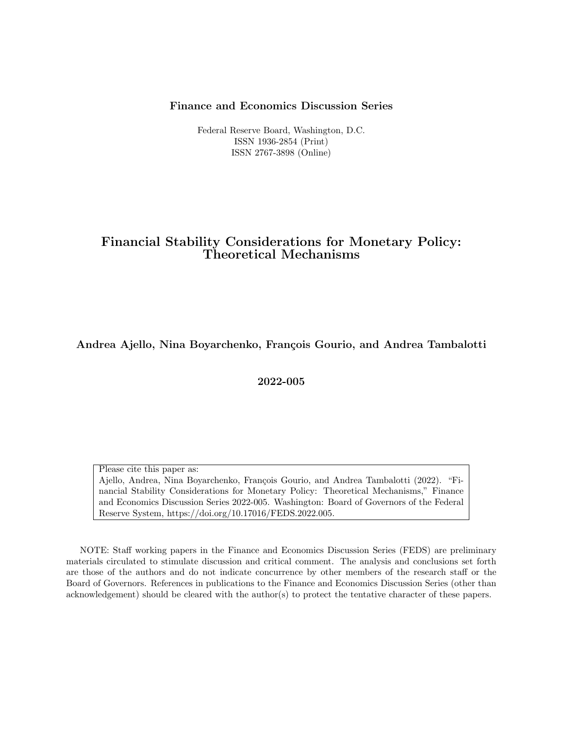**Finance and Economics Discussion Series**

Federal Reserve Board, Washington, D.C.
ISSN 1936-2854 (Print)
ISSN 2767-3898 (Online)

# Financial Stability Considerations for Monetary Policy: Theoretical Mechanisms

**Andrea Ajello, Nina Boyarchenko, François Gourio, and Andrea Tambalotti**

**2022-005**

Please cite this paper as:
Ajello, Andrea, Nina Boyarchenko, François Gourio, and Andrea Tambalotti (2022). "Financial Stability Considerations for Monetary Policy: Theoretical Mechanisms," Finance and Economics Discussion Series 2022-005. Washington: Board of Governors of the Federal Reserve System, https://doi.org/10.17016/FEDS.2022.005.

NOTE: Staff working papers in the Finance and Economics Discussion Series (FEDS) are preliminary materials circulated to stimulate discussion and critical comment. The analysis and conclusions set forth are those of the authors and do not indicate concurrence by other members of the research staff or the Board of Governors. References in publications to the Finance and Economics Discussion Series (other than acknowledgement) should be cleared with the author(s) to protect the tentative character of these papers.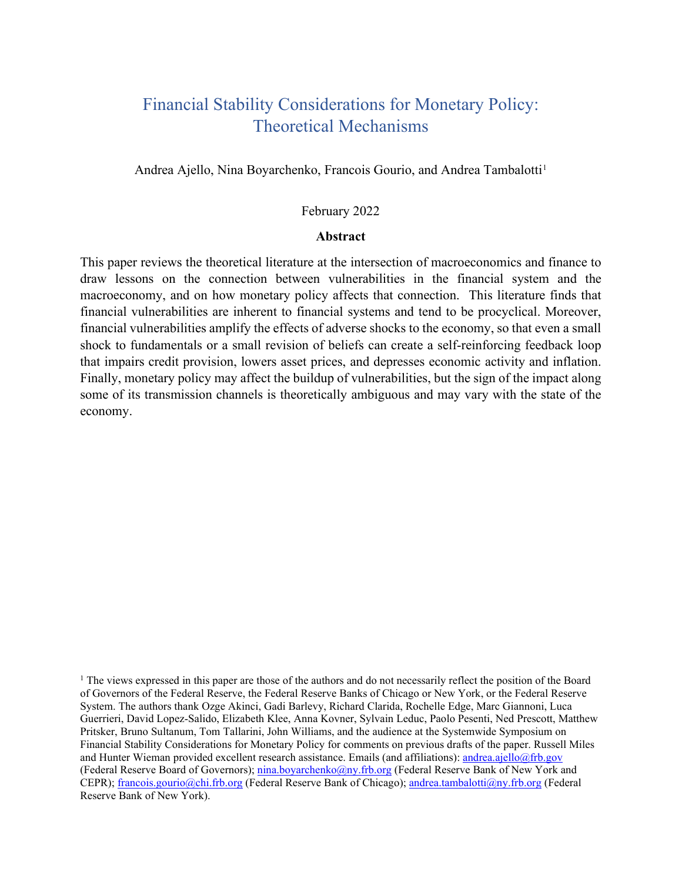# Financial Stability Considerations for Monetary Policy: Theoretical Mechanisms

Andrea Ajello, Nina Boyarchenko, Francois Gourio, and Andrea Tambalotti[1]

February 2022

**Abstract**

This paper reviews the theoretical literature at the intersection of macroeconomics and finance to draw lessons on the connection between vulnerabilities in the financial system and the macroeconomy, and on how monetary policy affects that connection. This literature finds that financial vulnerabilities are inherent to financial systems and tend to be procyclical. Moreover, financial vulnerabilities amplify the effects of adverse shocks to the economy, so that even a small shock to fundamentals or a small revision of beliefs can create a self-reinforcing feedback loop that impairs credit provision, lowers asset prices, and depresses economic activity and inflation. Finally, monetary policy may affect the buildup of vulnerabilities, but the sign of the impact along some of its transmission channels is theoretically ambiguous and may vary with the state of the economy.

[1] The views expressed in this paper are those of the authors and do not necessarily reflect the position of the Board of Governors of the Federal Reserve, the Federal Reserve Banks of Chicago or New York, or the Federal Reserve System. The authors thank Ozge Akinci, Gadi Barlevy, Richard Clarida, Rochelle Edge, Marc Giannoni, Luca Guerrieri, David Lopez-Salido, Elizabeth Klee, Anna Kovner, Sylvain Leduc, Paolo Pesenti, Ned Prescott, Matthew Pritsker, Bruno Sultanum, Tom Tallarini, John Williams, and the audience at the Systemwide Symposium on Financial Stability Considerations for Monetary Policy for comments on previous drafts of the paper. Russell Miles and Hunter Wieman provided excellent research assistance. Emails (and affiliations): andrea.ajello@frb.gov (Federal Reserve Board of Governors); nina.boyarchenko@ny.frb.org (Federal Reserve Bank of New York and CEPR); francois.gourio@chi.frb.org (Federal Reserve Bank of Chicago); andrea.tambalotti@ny.frb.org (Federal Reserve Bank of New York).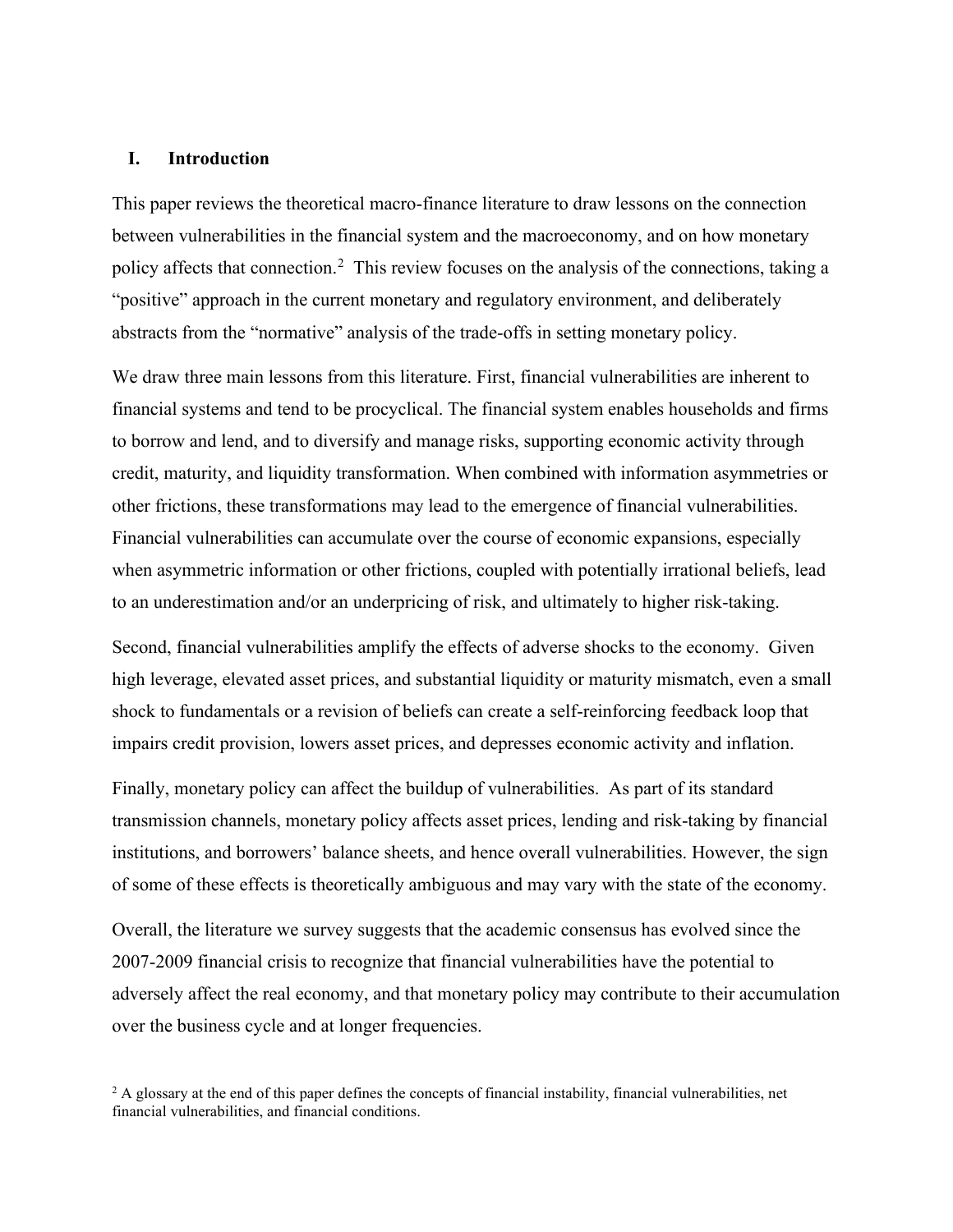## I. Introduction

This paper reviews the theoretical macro-finance literature to draw lessons on the connection between vulnerabilities in the financial system and the macroeconomy, and on how monetary policy affects that connection.[2] This review focuses on the analysis of the connections, taking a "positive" approach in the current monetary and regulatory environment, and deliberately abstracts from the "normative" analysis of the trade-offs in setting monetary policy.

We draw three main lessons from this literature. First, financial vulnerabilities are inherent to financial systems and tend to be procyclical. The financial system enables households and firms to borrow and lend, and to diversify and manage risks, supporting economic activity through credit, maturity, and liquidity transformation. When combined with information asymmetries or other frictions, these transformations may lead to the emergence of financial vulnerabilities. Financial vulnerabilities can accumulate over the course of economic expansions, especially when asymmetric information or other frictions, coupled with potentially irrational beliefs, lead to an underestimation and/or an underpricing of risk, and ultimately to higher risk-taking.

Second, financial vulnerabilities amplify the effects of adverse shocks to the economy. Given high leverage, elevated asset prices, and substantial liquidity or maturity mismatch, even a small shock to fundamentals or a revision of beliefs can create a self-reinforcing feedback loop that impairs credit provision, lowers asset prices, and depresses economic activity and inflation.

Finally, monetary policy can affect the buildup of vulnerabilities. As part of its standard transmission channels, monetary policy affects asset prices, lending and risk-taking by financial institutions, and borrowers' balance sheets, and hence overall vulnerabilities. However, the sign of some of these effects is theoretically ambiguous and may vary with the state of the economy.

Overall, the literature we survey suggests that the academic consensus has evolved since the 2007-2009 financial crisis to recognize that financial vulnerabilities have the potential to adversely affect the real economy, and that monetary policy may contribute to their accumulation over the business cycle and at longer frequencies.

[2] A glossary at the end of this paper defines the concepts of financial instability, financial vulnerabilities, net financial vulnerabilities, and financial conditions.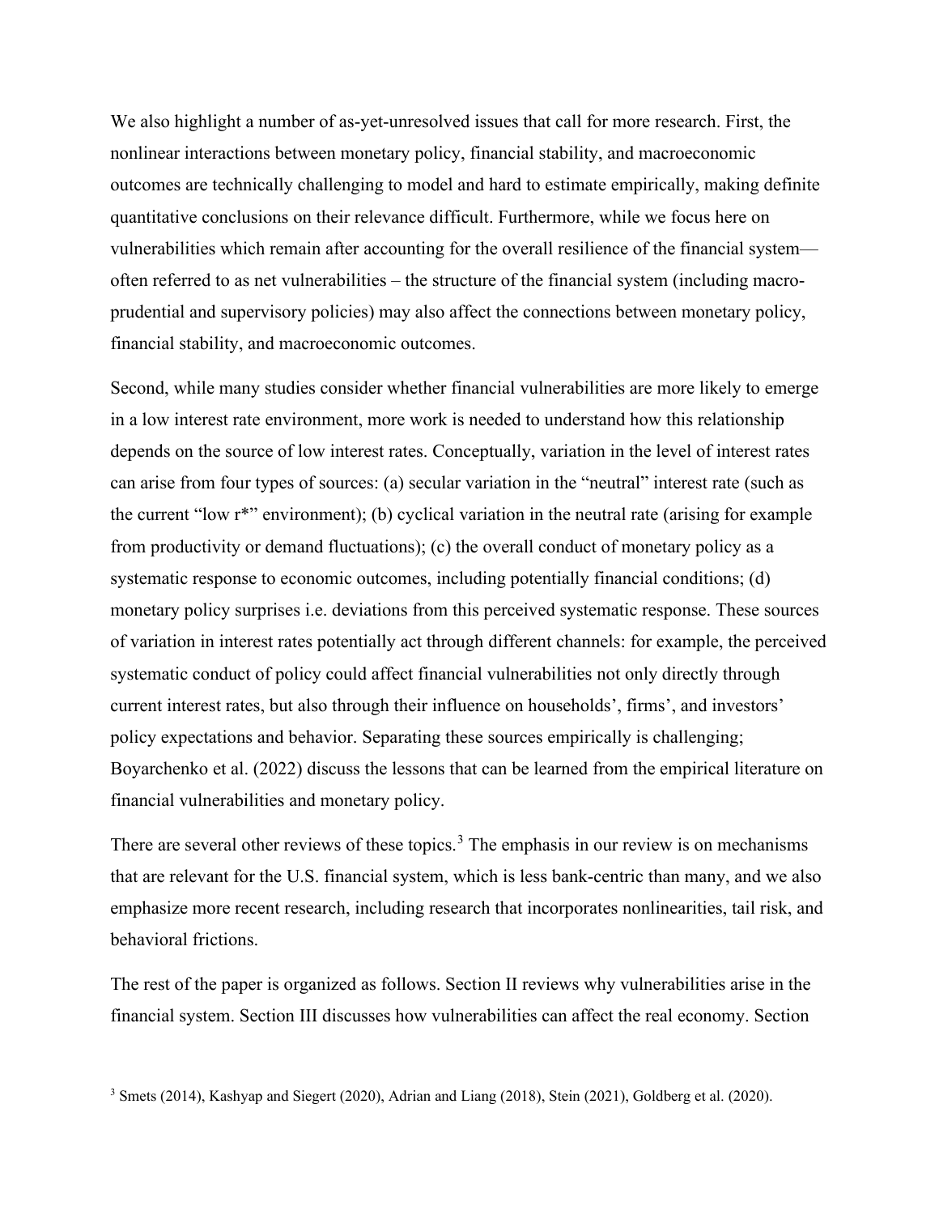We also highlight a number of as-yet-unresolved issues that call for more research. First, the nonlinear interactions between monetary policy, financial stability, and macroeconomic outcomes are technically challenging to model and hard to estimate empirically, making definite quantitative conclusions on their relevance difficult. Furthermore, while we focus here on vulnerabilities which remain after accounting for the overall resilience of the financial system—often referred to as net vulnerabilities – the structure of the financial system (including macro-prudential and supervisory policies) may also affect the connections between monetary policy, financial stability, and macroeconomic outcomes.

Second, while many studies consider whether financial vulnerabilities are more likely to emerge in a low interest rate environment, more work is needed to understand how this relationship depends on the source of low interest rates. Conceptually, variation in the level of interest rates can arise from four types of sources: (a) secular variation in the "neutral" interest rate (such as the current "low r*" environment); (b) cyclical variation in the neutral rate (arising for example from productivity or demand fluctuations); (c) the overall conduct of monetary policy as a systematic response to economic outcomes, including potentially financial conditions; (d) monetary policy surprises i.e. deviations from this perceived systematic response. These sources of variation in interest rates potentially act through different channels: for example, the perceived systematic conduct of policy could affect financial vulnerabilities not only directly through current interest rates, but also through their influence on households', firms', and investors' policy expectations and behavior. Separating these sources empirically is challenging; Boyarchenko et al. (2022) discuss the lessons that can be learned from the empirical literature on financial vulnerabilities and monetary policy.

There are several other reviews of these topics.[3] The emphasis in our review is on mechanisms that are relevant for the U.S. financial system, which is less bank-centric than many, and we also emphasize more recent research, including research that incorporates nonlinearities, tail risk, and behavioral frictions.

The rest of the paper is organized as follows. Section II reviews why vulnerabilities arise in the financial system. Section III discusses how vulnerabilities can affect the real economy. Section

[3] Smets (2014), Kashyap and Siegert (2020), Adrian and Liang (2018), Stein (2021), Goldberg et al. (2020).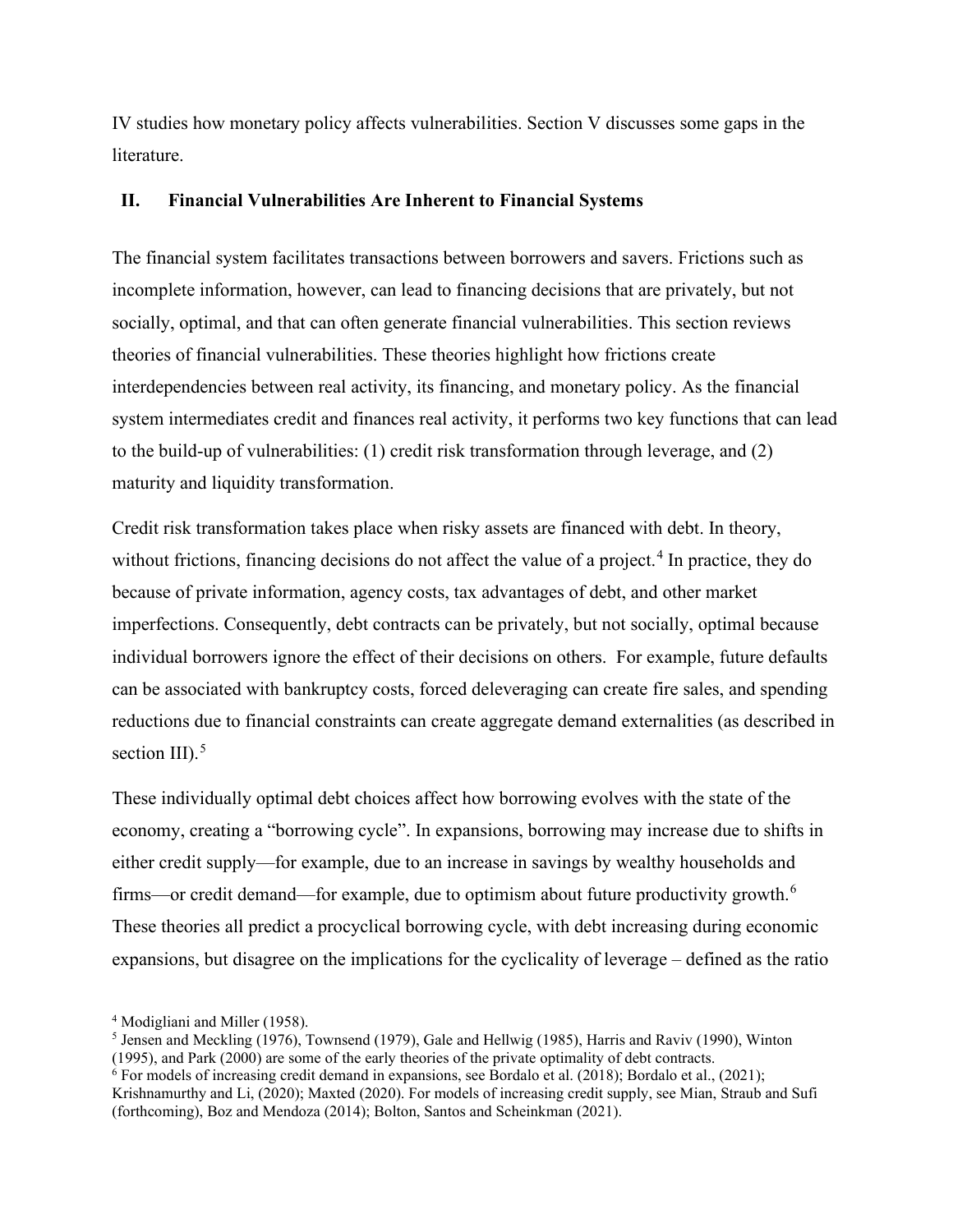IV studies how monetary policy affects vulnerabilities. Section V discusses some gaps in the literature.

## II. Financial Vulnerabilities Are Inherent to Financial Systems

The financial system facilitates transactions between borrowers and savers. Frictions such as incomplete information, however, can lead to financing decisions that are privately, but not socially, optimal, and that can often generate financial vulnerabilities. This section reviews theories of financial vulnerabilities. These theories highlight how frictions create interdependencies between real activity, its financing, and monetary policy. As the financial system intermediates credit and finances real activity, it performs two key functions that can lead to the build-up of vulnerabilities: (1) credit risk transformation through leverage, and (2) maturity and liquidity transformation.

Credit risk transformation takes place when risky assets are financed with debt. In theory, without frictions, financing decisions do not affect the value of a project.[4] In practice, they do because of private information, agency costs, tax advantages of debt, and other market imperfections. Consequently, debt contracts can be privately, but not socially, optimal because individual borrowers ignore the effect of their decisions on others. For example, future defaults can be associated with bankruptcy costs, forced deleveraging can create fire sales, and spending reductions due to financial constraints can create aggregate demand externalities (as described in section III).[5]

These individually optimal debt choices affect how borrowing evolves with the state of the economy, creating a "borrowing cycle". In expansions, borrowing may increase due to shifts in either credit supply—for example, due to an increase in savings by wealthy households and firms—or credit demand—for example, due to optimism about future productivity growth.[6] These theories all predict a procyclical borrowing cycle, with debt increasing during economic expansions, but disagree on the implications for the cyclicality of leverage – defined as the ratio

---

[4] Modigliani and Miller (1958).

[5] Jensen and Meckling (1976), Townsend (1979), Gale and Hellwig (1985), Harris and Raviv (1990), Winton (1995), and Park (2000) are some of the early theories of the private optimality of debt contracts.

[6] For models of increasing credit demand in expansions, see Bordalo et al. (2018); Bordalo et al., (2021); Krishnamurthy and Li, (2020); Maxted (2020). For models of increasing credit supply, see Mian, Straub and Sufi (forthcoming), Boz and Mendoza (2014); Bolton, Santos and Scheinkman (2021).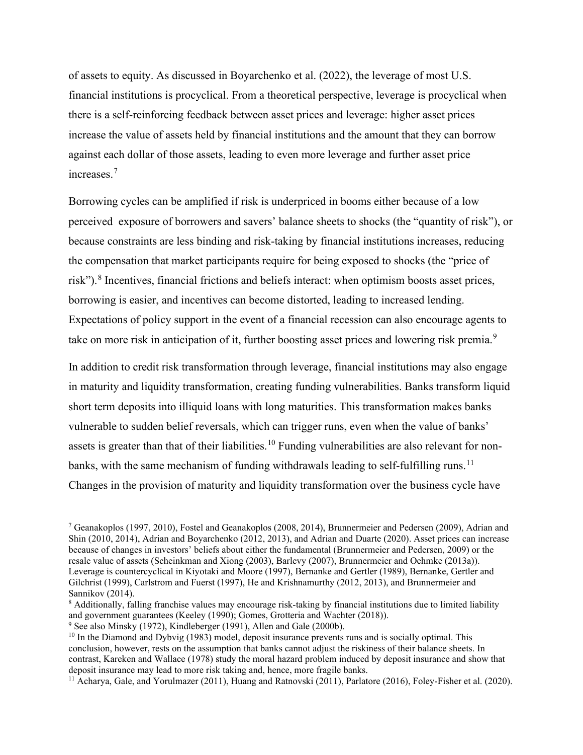of assets to equity. As discussed in Boyarchenko et al. (2022), the leverage of most U.S. financial institutions is procyclical. From a theoretical perspective, leverage is procyclical when there is a self-reinforcing feedback between asset prices and leverage: higher asset prices increase the value of assets held by financial institutions and the amount that they can borrow against each dollar of those assets, leading to even more leverage and further asset price increases.[7]

Borrowing cycles can be amplified if risk is underpriced in booms either because of a low perceived exposure of borrowers and savers' balance sheets to shocks (the "quantity of risk"), or because constraints are less binding and risk-taking by financial institutions increases, reducing the compensation that market participants require for being exposed to shocks (the "price of risk").[8] Incentives, financial frictions and beliefs interact: when optimism boosts asset prices, borrowing is easier, and incentives can become distorted, leading to increased lending. Expectations of policy support in the event of a financial recession can also encourage agents to take on more risk in anticipation of it, further boosting asset prices and lowering risk premia.[9]

In addition to credit risk transformation through leverage, financial institutions may also engage in maturity and liquidity transformation, creating funding vulnerabilities. Banks transform liquid short term deposits into illiquid loans with long maturities. This transformation makes banks vulnerable to sudden belief reversals, which can trigger runs, even when the value of banks' assets is greater than that of their liabilities.[10] Funding vulnerabilities are also relevant for non-banks, with the same mechanism of funding withdrawals leading to self-fulfilling runs.[11] Changes in the provision of maturity and liquidity transformation over the business cycle have

[7] Geanakoplos (1997, 2010), Fostel and Geanakoplos (2008, 2014), Brunnermeier and Pedersen (2009), Adrian and Shin (2010, 2014), Adrian and Boyarchenko (2012, 2013), and Adrian and Duarte (2020). Asset prices can increase because of changes in investors' beliefs about either the fundamental (Brunnermeier and Pedersen, 2009) or the resale value of assets (Scheinkman and Xiong (2003), Barlevy (2007), Brunnermeier and Oehmke (2013a)). Leverage is countercyclical in Kiyotaki and Moore (1997), Bernanke and Gertler (1989), Bernanke, Gertler and Gilchrist (1999), Carlstrom and Fuerst (1997), He and Krishnamurthy (2012, 2013), and Brunnermeier and Sannikov (2014).

[8] Additionally, falling franchise values may encourage risk-taking by financial institutions due to limited liability and government guarantees (Keeley (1990); Gomes, Grotteria and Wachter (2018)).

[9] See also Minsky (1972), Kindleberger (1991), Allen and Gale (2000b).

[10] In the Diamond and Dybvig (1983) model, deposit insurance prevents runs and is socially optimal. This conclusion, however, rests on the assumption that banks cannot adjust the riskiness of their balance sheets. In contrast, Kareken and Wallace (1978) study the moral hazard problem induced by deposit insurance and show that deposit insurance may lead to more risk taking and, hence, more fragile banks.

[11] Acharya, Gale, and Yorulmazer (2011), Huang and Ratnovski (2011), Parlatore (2016), Foley-Fisher et al. (2020).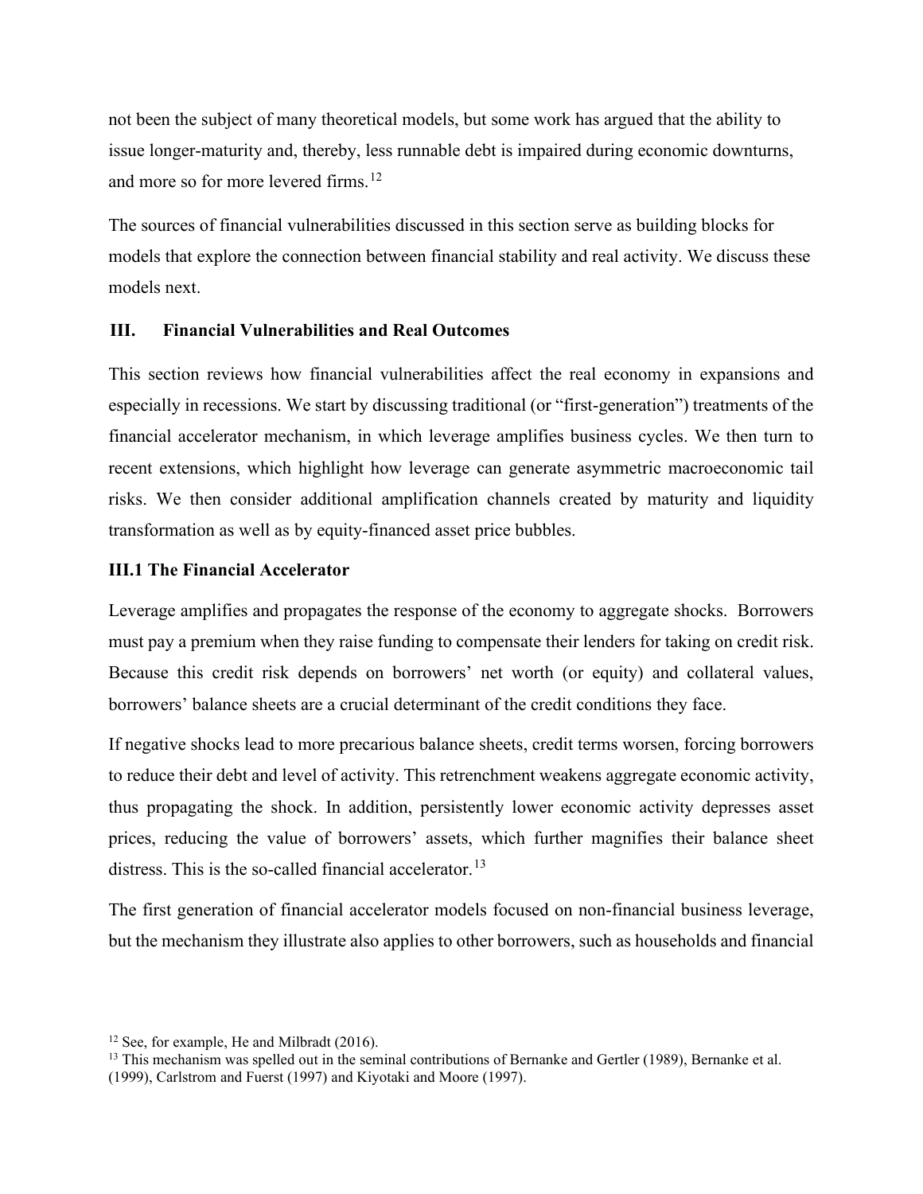not been the subject of many theoretical models, but some work has argued that the ability to issue longer-maturity and, thereby, less runnable debt is impaired during economic downturns, and more so for more levered firms.[12]

The sources of financial vulnerabilities discussed in this section serve as building blocks for models that explore the connection between financial stability and real activity. We discuss these models next.

## III. Financial Vulnerabilities and Real Outcomes

This section reviews how financial vulnerabilities affect the real economy in expansions and especially in recessions. We start by discussing traditional (or "first-generation") treatments of the financial accelerator mechanism, in which leverage amplifies business cycles. We then turn to recent extensions, which highlight how leverage can generate asymmetric macroeconomic tail risks. We then consider additional amplification channels created by maturity and liquidity transformation as well as by equity-financed asset price bubbles.

### III.1 The Financial Accelerator

Leverage amplifies and propagates the response of the economy to aggregate shocks. Borrowers must pay a premium when they raise funding to compensate their lenders for taking on credit risk. Because this credit risk depends on borrowers' net worth (or equity) and collateral values, borrowers' balance sheets are a crucial determinant of the credit conditions they face.

If negative shocks lead to more precarious balance sheets, credit terms worsen, forcing borrowers to reduce their debt and level of activity. This retrenchment weakens aggregate economic activity, thus propagating the shock. In addition, persistently lower economic activity depresses asset prices, reducing the value of borrowers' assets, which further magnifies their balance sheet distress. This is the so-called financial accelerator.[13]

The first generation of financial accelerator models focused on non-financial business leverage, but the mechanism they illustrate also applies to other borrowers, such as households and financial

[12] See, for example, He and Milbradt (2016).

[13] This mechanism was spelled out in the seminal contributions of Bernanke and Gertler (1989), Bernanke et al. (1999), Carlstrom and Fuerst (1997) and Kiyotaki and Moore (1997).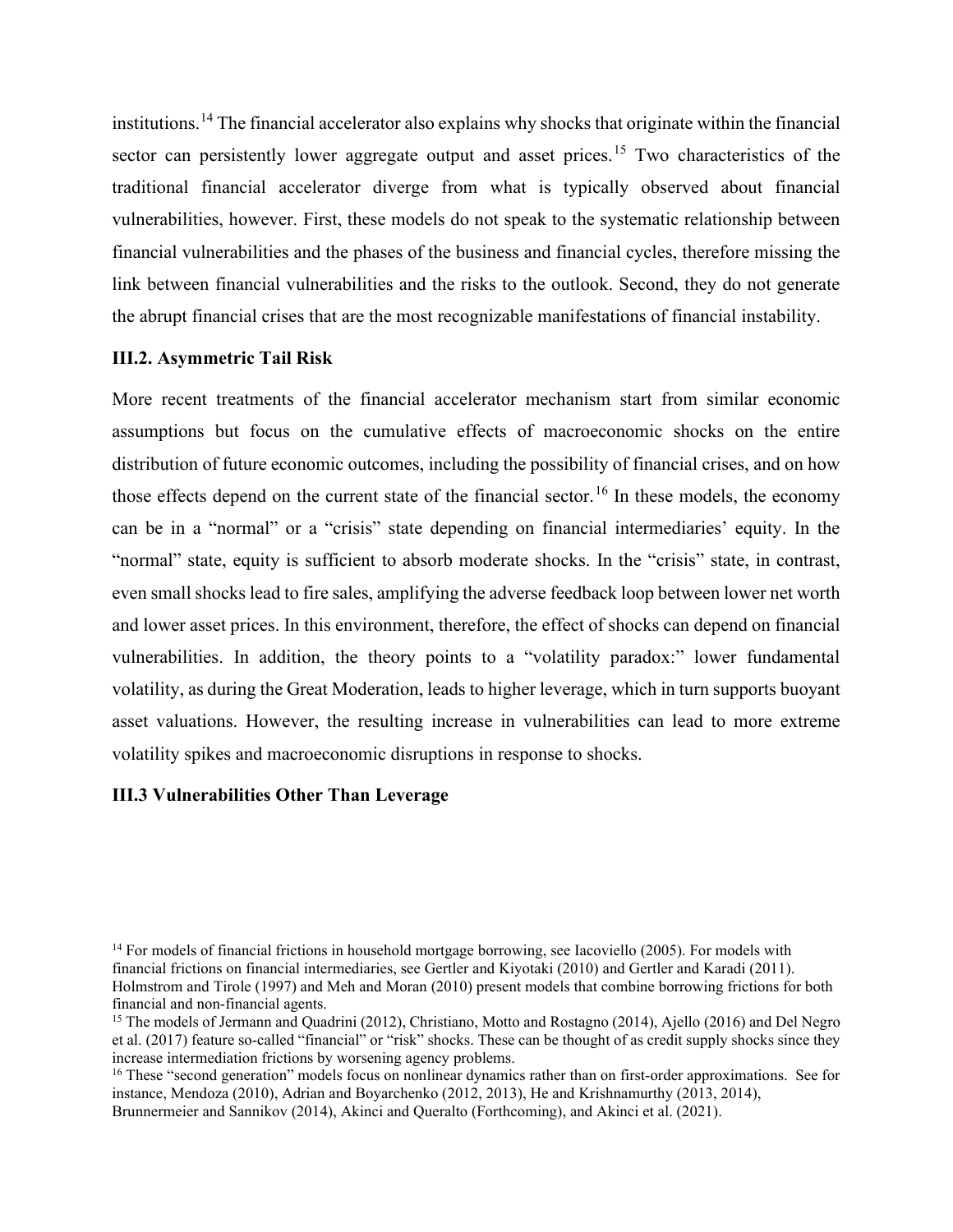institutions.[14] The financial accelerator also explains why shocks that originate within the financial sector can persistently lower aggregate output and asset prices.[15] Two characteristics of the traditional financial accelerator diverge from what is typically observed about financial vulnerabilities, however. First, these models do not speak to the systematic relationship between financial vulnerabilities and the phases of the business and financial cycles, therefore missing the link between financial vulnerabilities and the risks to the outlook. Second, they do not generate the abrupt financial crises that are the most recognizable manifestations of financial instability.

### III.2. Asymmetric Tail Risk

More recent treatments of the financial accelerator mechanism start from similar economic assumptions but focus on the cumulative effects of macroeconomic shocks on the entire distribution of future economic outcomes, including the possibility of financial crises, and on how those effects depend on the current state of the financial sector.[16] In these models, the economy can be in a "normal" or a "crisis" state depending on financial intermediaries' equity. In the "normal" state, equity is sufficient to absorb moderate shocks. In the "crisis" state, in contrast, even small shocks lead to fire sales, amplifying the adverse feedback loop between lower net worth and lower asset prices. In this environment, therefore, the effect of shocks can depend on financial vulnerabilities. In addition, the theory points to a "volatility paradox:" lower fundamental volatility, as during the Great Moderation, leads to higher leverage, which in turn supports buoyant asset valuations. However, the resulting increase in vulnerabilities can lead to more extreme volatility spikes and macroeconomic disruptions in response to shocks.

### III.3 Vulnerabilities Other Than Leverage

[14] For models of financial frictions in household mortgage borrowing, see Iacoviello (2005). For models with financial frictions on financial intermediaries, see Gertler and Kiyotaki (2010) and Gertler and Karadi (2011). Holmstrom and Tirole (1997) and Meh and Moran (2010) present models that combine borrowing frictions for both financial and non-financial agents.

[15] The models of Jermann and Quadrini (2012), Christiano, Motto and Rostagno (2014), Ajello (2016) and Del Negro et al. (2017) feature so-called "financial" or "risk" shocks. These can be thought of as credit supply shocks since they increase intermediation frictions by worsening agency problems.

[16] These "second generation" models focus on nonlinear dynamics rather than on first-order approximations. See for instance, Mendoza (2010), Adrian and Boyarchenko (2012, 2013), He and Krishnamurthy (2013, 2014), Brunnermeier and Sannikov (2014), Akinci and Queralto (Forthcoming), and Akinci et al. (2021).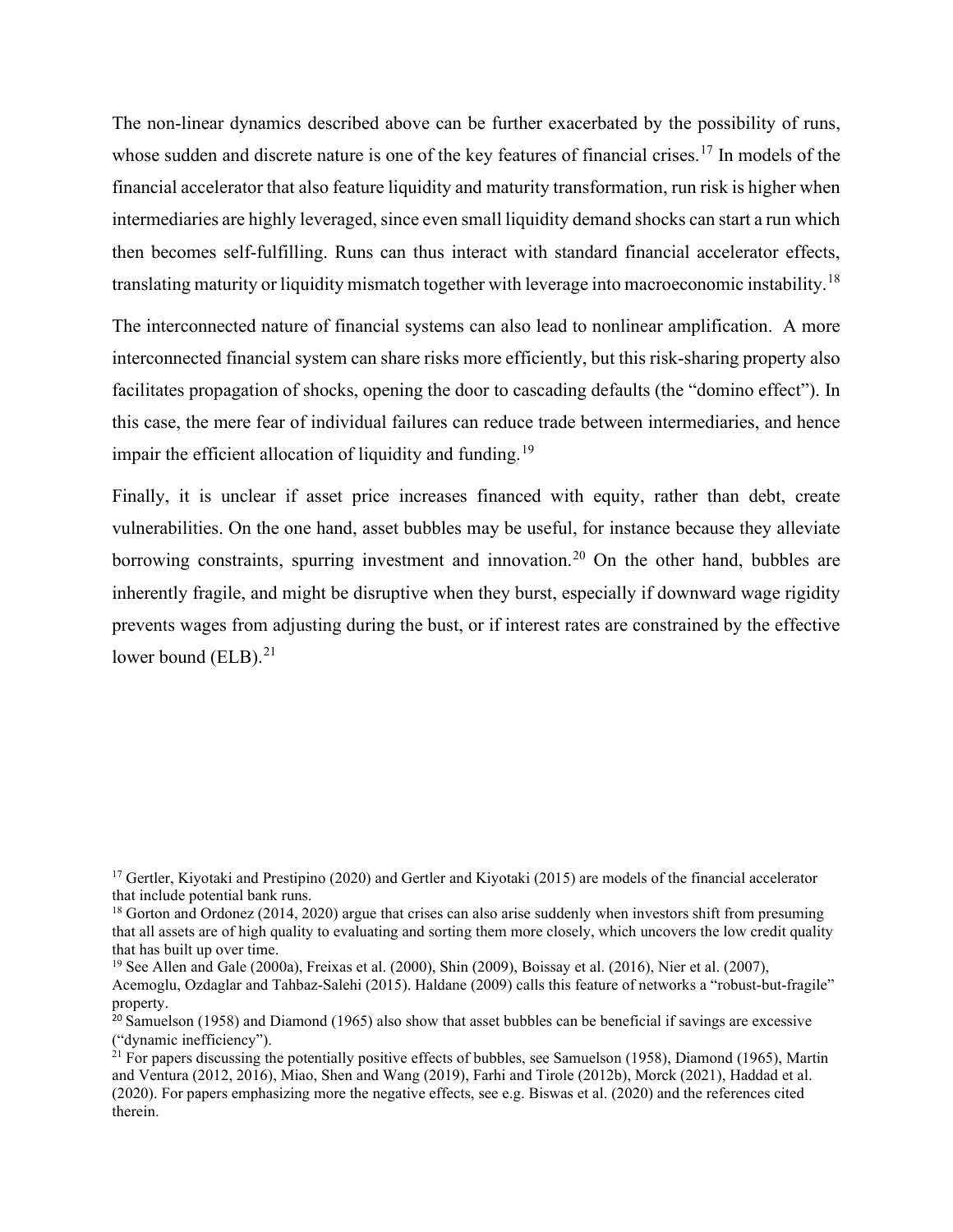The non-linear dynamics described above can be further exacerbated by the possibility of runs, whose sudden and discrete nature is one of the key features of financial crises.[17] In models of the financial accelerator that also feature liquidity and maturity transformation, run risk is higher when intermediaries are highly leveraged, since even small liquidity demand shocks can start a run which then becomes self-fulfilling. Runs can thus interact with standard financial accelerator effects, translating maturity or liquidity mismatch together with leverage into macroeconomic instability.[18]

The interconnected nature of financial systems can also lead to nonlinear amplification. A more interconnected financial system can share risks more efficiently, but this risk-sharing property also facilitates propagation of shocks, opening the door to cascading defaults (the "domino effect"). In this case, the mere fear of individual failures can reduce trade between intermediaries, and hence impair the efficient allocation of liquidity and funding.[19]

Finally, it is unclear if asset price increases financed with equity, rather than debt, create vulnerabilities. On the one hand, asset bubbles may be useful, for instance because they alleviate borrowing constraints, spurring investment and innovation.[20] On the other hand, bubbles are inherently fragile, and might be disruptive when they burst, especially if downward wage rigidity prevents wages from adjusting during the bust, or if interest rates are constrained by the effective lower bound (ELB).[21]

[17] Gertler, Kiyotaki and Prestipino (2020) and Gertler and Kiyotaki (2015) are models of the financial accelerator that include potential bank runs.

[18] Gorton and Ordonez (2014, 2020) argue that crises can also arise suddenly when investors shift from presuming that all assets are of high quality to evaluating and sorting them more closely, which uncovers the low credit quality that has built up over time.

[19] See Allen and Gale (2000a), Freixas et al. (2000), Shin (2009), Boissay et al. (2016), Nier et al. (2007), Acemoglu, Ozdaglar and Tahbaz-Salehi (2015). Haldane (2009) calls this feature of networks a "robust-but-fragile" property.

[20] Samuelson (1958) and Diamond (1965) also show that asset bubbles can be beneficial if savings are excessive ("dynamic inefficiency").

[21] For papers discussing the potentially positive effects of bubbles, see Samuelson (1958), Diamond (1965), Martin and Ventura (2012, 2016), Miao, Shen and Wang (2019), Farhi and Tirole (2012b), Morck (2021), Haddad et al. (2020). For papers emphasizing more the negative effects, see e.g. Biswas et al. (2020) and the references cited therein.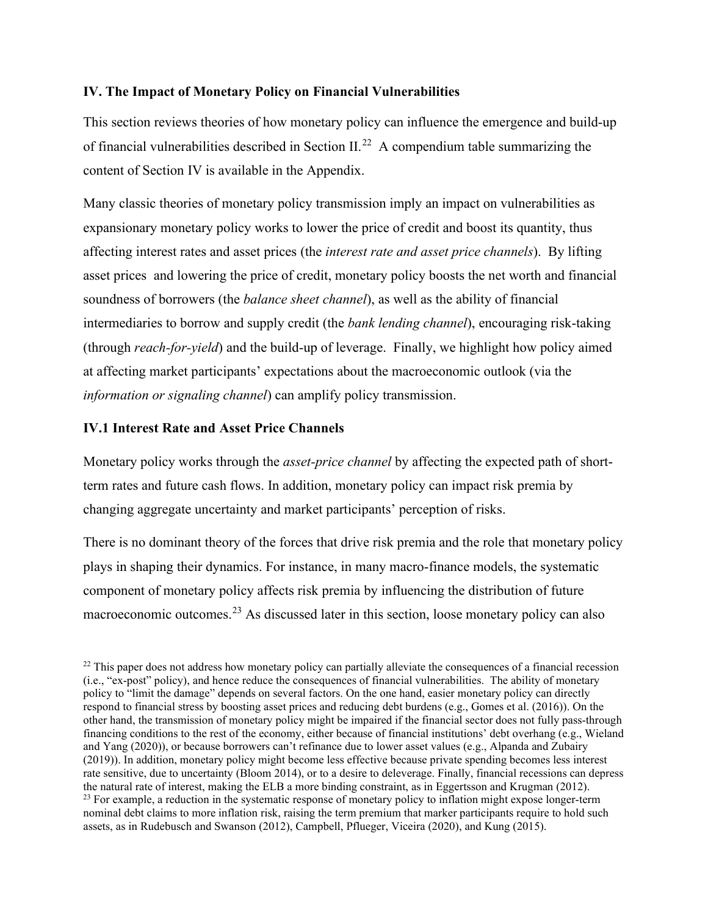## IV. The Impact of Monetary Policy on Financial Vulnerabilities

This section reviews theories of how monetary policy can influence the emergence and build-up of financial vulnerabilities described in Section II.[22] A compendium table summarizing the content of Section IV is available in the Appendix.

Many classic theories of monetary policy transmission imply an impact on vulnerabilities as expansionary monetary policy works to lower the price of credit and boost its quantity, thus affecting interest rates and asset prices (the *interest rate and asset price channels*). By lifting asset prices and lowering the price of credit, monetary policy boosts the net worth and financial soundness of borrowers (the *balance sheet channel*), as well as the ability of financial intermediaries to borrow and supply credit (the *bank lending channel*), encouraging risk-taking (through *reach-for-yield*) and the build-up of leverage. Finally, we highlight how policy aimed at affecting market participants' expectations about the macroeconomic outlook (via the *information or signaling channel*) can amplify policy transmission.

### IV.1 Interest Rate and Asset Price Channels

Monetary policy works through the *asset-price channel* by affecting the expected path of short-term rates and future cash flows. In addition, monetary policy can impact risk premia by changing aggregate uncertainty and market participants' perception of risks.

There is no dominant theory of the forces that drive risk premia and the role that monetary policy plays in shaping their dynamics. For instance, in many macro-finance models, the systematic component of monetary policy affects risk premia by influencing the distribution of future macroeconomic outcomes.[23] As discussed later in this section, loose monetary policy can also

[22] This paper does not address how monetary policy can partially alleviate the consequences of a financial recession (i.e., "ex-post" policy), and hence reduce the consequences of financial vulnerabilities. The ability of monetary policy to "limit the damage" depends on several factors. On the one hand, easier monetary policy can directly respond to financial stress by boosting asset prices and reducing debt burdens (e.g., Gomes et al. (2016)). On the other hand, the transmission of monetary policy might be impaired if the financial sector does not fully pass-through financing conditions to the rest of the economy, either because of financial institutions' debt overhang (e.g., Wieland and Yang (2020)), or because borrowers can't refinance due to lower asset values (e.g., Alpanda and Zubairy (2019)). In addition, monetary policy might become less effective because private spending becomes less interest rate sensitive, due to uncertainty (Bloom 2014), or to a desire to deleverage. Finally, financial recessions can depress the natural rate of interest, making the ELB a more binding constraint, as in Eggertsson and Krugman (2012).

[23] For example, a reduction in the systematic response of monetary policy to inflation might expose longer-term nominal debt claims to more inflation risk, raising the term premium that marker participants require to hold such assets, as in Rudebusch and Swanson (2012), Campbell, Pflueger, Viceira (2020), and Kung (2015).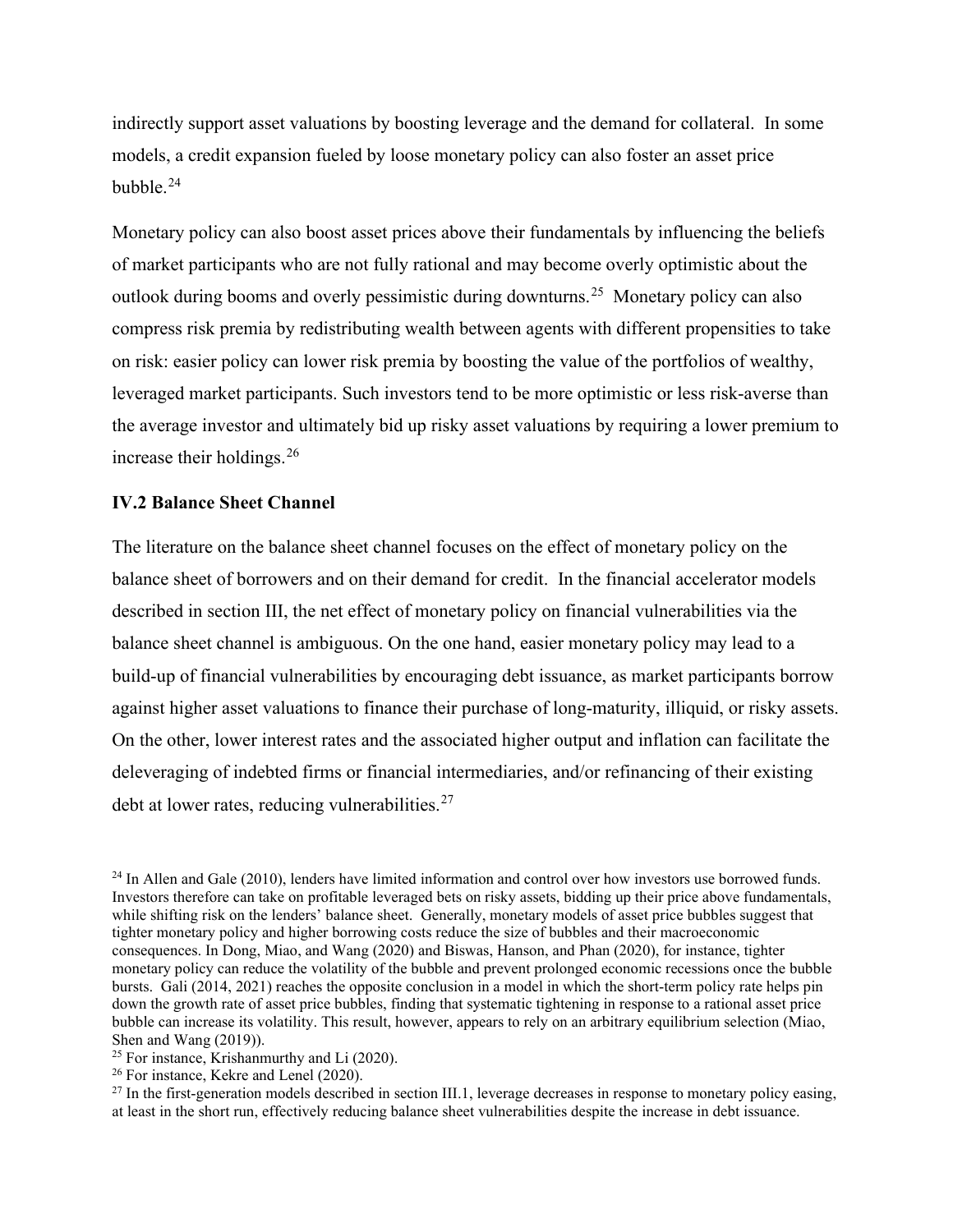indirectly support asset valuations by boosting leverage and the demand for collateral. In some models, a credit expansion fueled by loose monetary policy can also foster an asset price bubble.[24]

Monetary policy can also boost asset prices above their fundamentals by influencing the beliefs of market participants who are not fully rational and may become overly optimistic about the outlook during booms and overly pessimistic during downturns.[25] Monetary policy can also compress risk premia by redistributing wealth between agents with different propensities to take on risk: easier policy can lower risk premia by boosting the value of the portfolios of wealthy, leveraged market participants. Such investors tend to be more optimistic or less risk-averse than the average investor and ultimately bid up risky asset valuations by requiring a lower premium to increase their holdings.[26]

### IV.2 Balance Sheet Channel

The literature on the balance sheet channel focuses on the effect of monetary policy on the balance sheet of borrowers and on their demand for credit. In the financial accelerator models described in section III, the net effect of monetary policy on financial vulnerabilities via the balance sheet channel is ambiguous. On the one hand, easier monetary policy may lead to a build-up of financial vulnerabilities by encouraging debt issuance, as market participants borrow against higher asset valuations to finance their purchase of long-maturity, illiquid, or risky assets. On the other, lower interest rates and the associated higher output and inflation can facilitate the deleveraging of indebted firms or financial intermediaries, and/or refinancing of their existing debt at lower rates, reducing vulnerabilities.[27]

[24] In Allen and Gale (2010), lenders have limited information and control over how investors use borrowed funds. Investors therefore can take on profitable leveraged bets on risky assets, bidding up their price above fundamentals, while shifting risk on the lenders' balance sheet. Generally, monetary models of asset price bubbles suggest that tighter monetary policy and higher borrowing costs reduce the size of bubbles and their macroeconomic consequences. In Dong, Miao, and Wang (2020) and Biswas, Hanson, and Phan (2020), for instance, tighter monetary policy can reduce the volatility of the bubble and prevent prolonged economic recessions once the bubble bursts. Gali (2014, 2021) reaches the opposite conclusion in a model in which the short-term policy rate helps pin down the growth rate of asset price bubbles, finding that systematic tightening in response to a rational asset price bubble can increase its volatility. This result, however, appears to rely on an arbitrary equilibrium selection (Miao, Shen and Wang (2019)).

[25] For instance, Krishanmurthy and Li (2020).

[26] For instance, Kekre and Lenel (2020).

[27] In the first-generation models described in section III.1, leverage decreases in response to monetary policy easing, at least in the short run, effectively reducing balance sheet vulnerabilities despite the increase in debt issuance.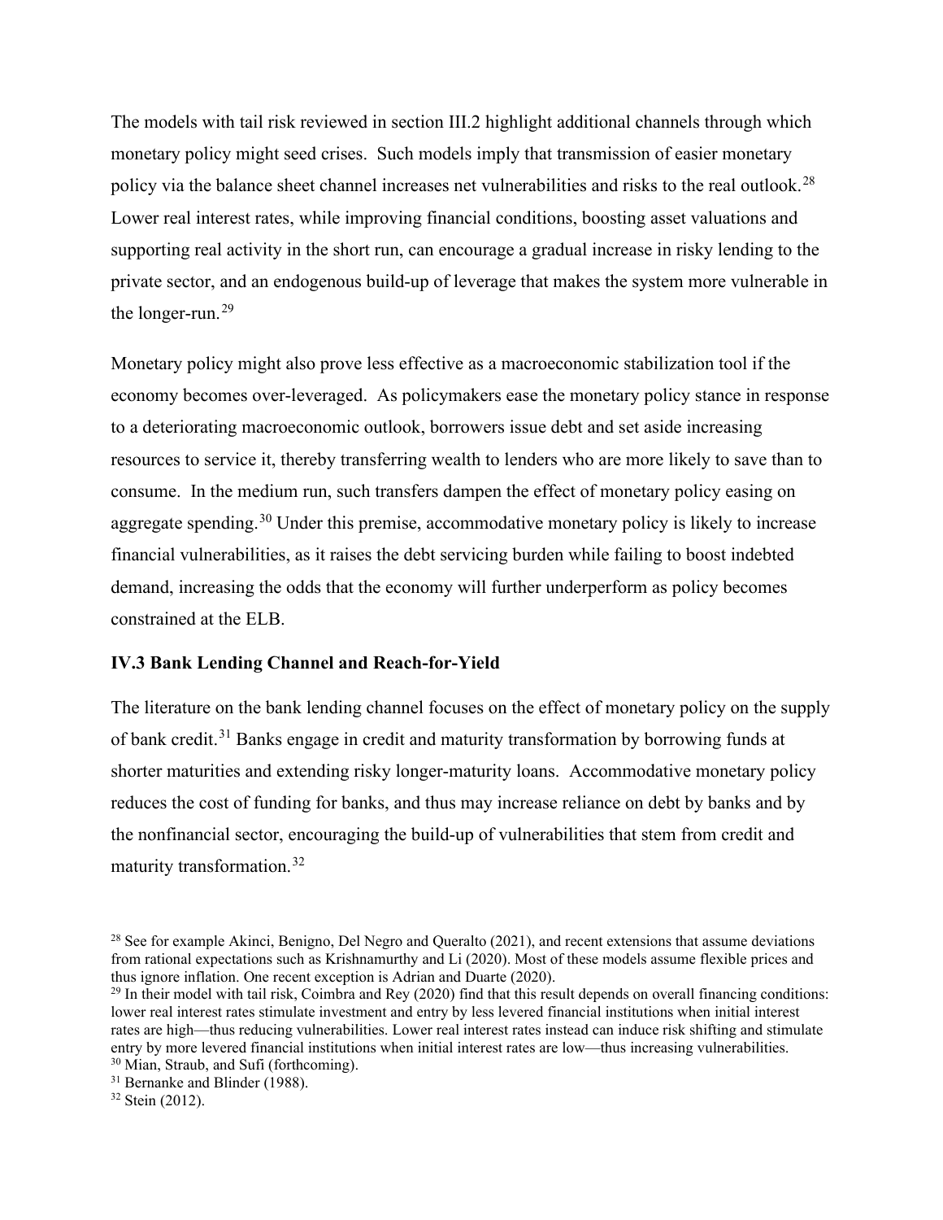The models with tail risk reviewed in section III.2 highlight additional channels through which monetary policy might seed crises. Such models imply that transmission of easier monetary policy via the balance sheet channel increases net vulnerabilities and risks to the real outlook.[28] Lower real interest rates, while improving financial conditions, boosting asset valuations and supporting real activity in the short run, can encourage a gradual increase in risky lending to the private sector, and an endogenous build-up of leverage that makes the system more vulnerable in the longer-run.[29]

Monetary policy might also prove less effective as a macroeconomic stabilization tool if the economy becomes over-leveraged. As policymakers ease the monetary policy stance in response to a deteriorating macroeconomic outlook, borrowers issue debt and set aside increasing resources to service it, thereby transferring wealth to lenders who are more likely to save than to consume. In the medium run, such transfers dampen the effect of monetary policy easing on aggregate spending.[30] Under this premise, accommodative monetary policy is likely to increase financial vulnerabilities, as it raises the debt servicing burden while failing to boost indebted demand, increasing the odds that the economy will further underperform as policy becomes constrained at the ELB.

### IV.3 Bank Lending Channel and Reach-for-Yield

The literature on the bank lending channel focuses on the effect of monetary policy on the supply of bank credit.[31] Banks engage in credit and maturity transformation by borrowing funds at shorter maturities and extending risky longer-maturity loans. Accommodative monetary policy reduces the cost of funding for banks, and thus may increase reliance on debt by banks and by the nonfinancial sector, encouraging the build-up of vulnerabilities that stem from credit and maturity transformation.[32]

[28] See for example Akinci, Benigno, Del Negro and Queralto (2021), and recent extensions that assume deviations from rational expectations such as Krishnamurthy and Li (2020). Most of these models assume flexible prices and thus ignore inflation. One recent exception is Adrian and Duarte (2020).

[29] In their model with tail risk, Coimbra and Rey (2020) find that this result depends on overall financing conditions: lower real interest rates stimulate investment and entry by less levered financial institutions when initial interest rates are high—thus reducing vulnerabilities. Lower real interest rates instead can induce risk shifting and stimulate entry by more levered financial institutions when initial interest rates are low—thus increasing vulnerabilities.

[30] Mian, Straub, and Sufi (forthcoming).

[31] Bernanke and Blinder (1988).

[32] Stein (2012).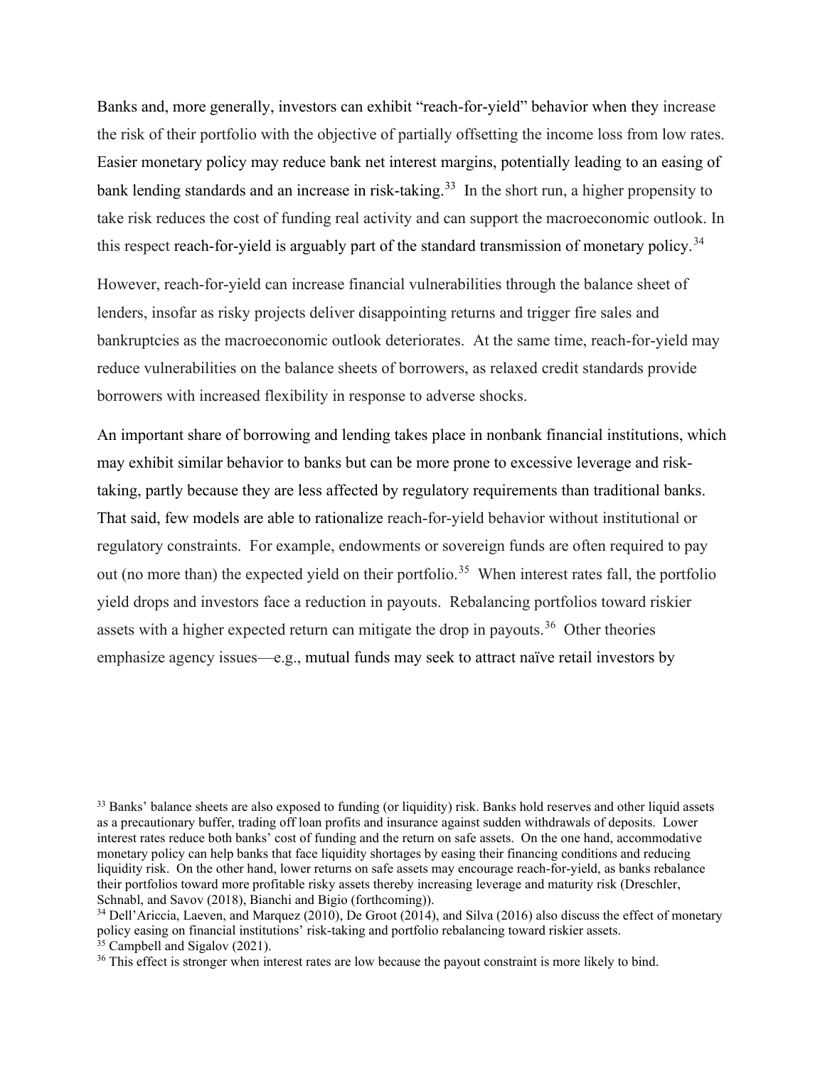Banks and, more generally, investors can exhibit "reach-for-yield" behavior when they increase the risk of their portfolio with the objective of partially offsetting the income loss from low rates. Easier monetary policy may reduce bank net interest margins, potentially leading to an easing of bank lending standards and an increase in risk-taking.[33] In the short run, a higher propensity to take risk reduces the cost of funding real activity and can support the macroeconomic outlook. In this respect reach-for-yield is arguably part of the standard transmission of monetary policy.[34]

However, reach-for-yield can increase financial vulnerabilities through the balance sheet of lenders, insofar as risky projects deliver disappointing returns and trigger fire sales and bankruptcies as the macroeconomic outlook deteriorates. At the same time, reach-for-yield may reduce vulnerabilities on the balance sheets of borrowers, as relaxed credit standards provide borrowers with increased flexibility in response to adverse shocks.

An important share of borrowing and lending takes place in nonbank financial institutions, which may exhibit similar behavior to banks but can be more prone to excessive leverage and risk-taking, partly because they are less affected by regulatory requirements than traditional banks. That said, few models are able to rationalize reach-for-yield behavior without institutional or regulatory constraints. For example, endowments or sovereign funds are often required to pay out (no more than) the expected yield on their portfolio.[35] When interest rates fall, the portfolio yield drops and investors face a reduction in payouts. Rebalancing portfolios toward riskier assets with a higher expected return can mitigate the drop in payouts.[36] Other theories emphasize agency issues—e.g., mutual funds may seek to attract naïve retail investors by

---

[33] Banks' balance sheets are also exposed to funding (or liquidity) risk. Banks hold reserves and other liquid assets as a precautionary buffer, trading off loan profits and insurance against sudden withdrawals of deposits. Lower interest rates reduce both banks' cost of funding and the return on safe assets. On the one hand, accommodative monetary policy can help banks that face liquidity shortages by easing their financing conditions and reducing liquidity risk. On the other hand, lower returns on safe assets may encourage reach-for-yield, as banks rebalance their portfolios toward more profitable risky assets thereby increasing leverage and maturity risk (Dreschler, Schnabl, and Savov (2018), Bianchi and Bigio (forthcoming)).

[34] Dell'Ariccia, Laeven, and Marquez (2010), De Groot (2014), and Silva (2016) also discuss the effect of monetary policy easing on financial institutions' risk-taking and portfolio rebalancing toward riskier assets.

[35] Campbell and Sigalov (2021).

[36] This effect is stronger when interest rates are low because the payout constraint is more likely to bind.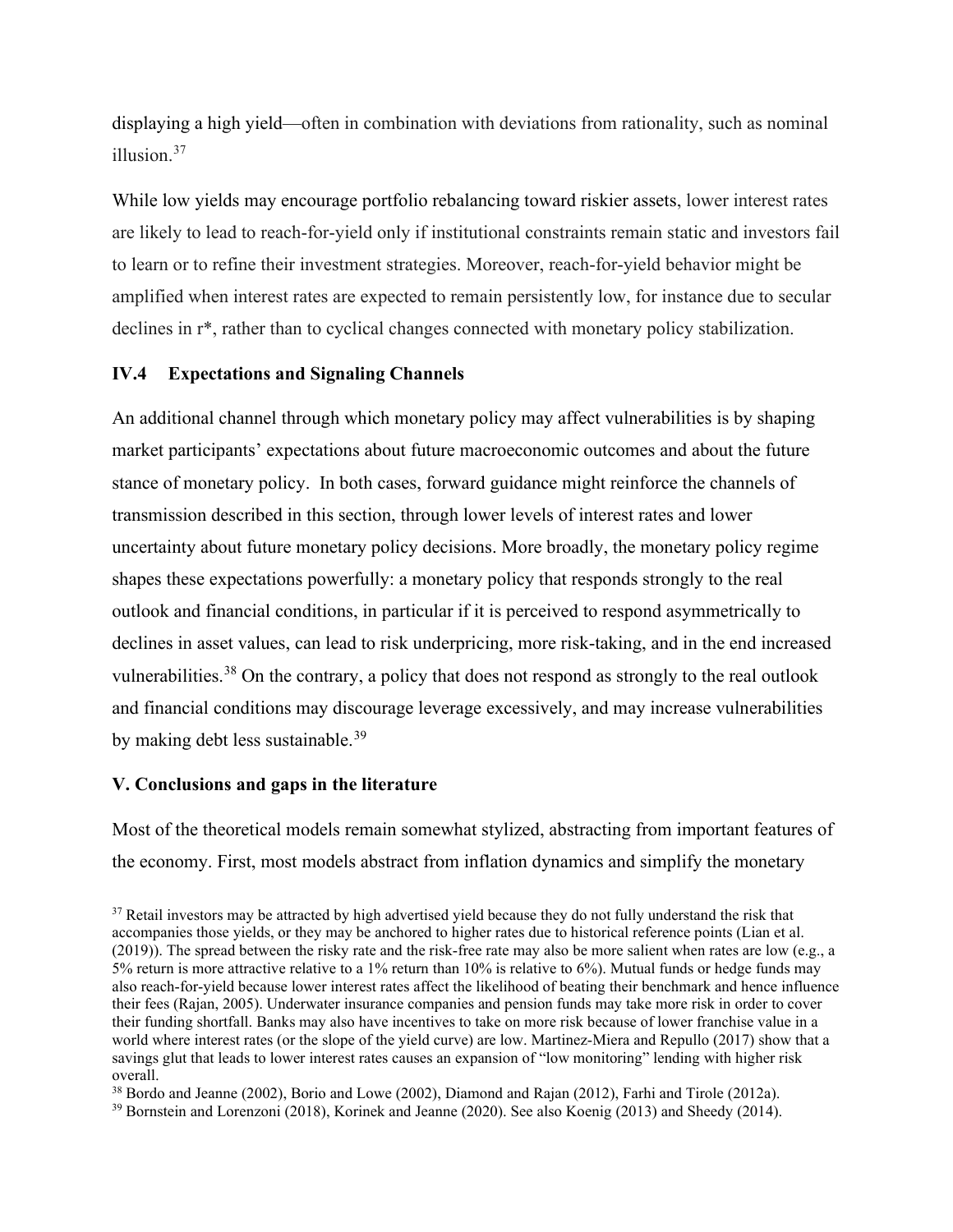displaying a high yield—often in combination with deviations from rationality, such as nominal illusion.[37]

While low yields may encourage portfolio rebalancing toward riskier assets, lower interest rates are likely to lead to reach-for-yield only if institutional constraints remain static and investors fail to learn or to refine their investment strategies. Moreover, reach-for-yield behavior might be amplified when interest rates are expected to remain persistently low, for instance due to secular declines in r*, rather than to cyclical changes connected with monetary policy stabilization.

### IV.4 Expectations and Signaling Channels

An additional channel through which monetary policy may affect vulnerabilities is by shaping market participants' expectations about future macroeconomic outcomes and about the future stance of monetary policy. In both cases, forward guidance might reinforce the channels of transmission described in this section, through lower levels of interest rates and lower uncertainty about future monetary policy decisions. More broadly, the monetary policy regime shapes these expectations powerfully: a monetary policy that responds strongly to the real outlook and financial conditions, in particular if it is perceived to respond asymmetrically to declines in asset values, can lead to risk underpricing, more risk-taking, and in the end increased vulnerabilities.[38] On the contrary, a policy that does not respond as strongly to the real outlook and financial conditions may discourage leverage excessively, and may increase vulnerabilities by making debt less sustainable.[39]

## V. Conclusions and gaps in the literature

Most of the theoretical models remain somewhat stylized, abstracting from important features of the economy. First, most models abstract from inflation dynamics and simplify the monetary

---

[37] Retail investors may be attracted by high advertised yield because they do not fully understand the risk that accompanies those yields, or they may be anchored to higher rates due to historical reference points (Lian et al. (2019)). The spread between the risky rate and the risk-free rate may also be more salient when rates are low (e.g., a 5% return is more attractive relative to a 1% return than 10% is relative to 6%). Mutual funds or hedge funds may also reach-for-yield because lower interest rates affect the likelihood of beating their benchmark and hence influence their fees (Rajan, 2005). Underwater insurance companies and pension funds may take more risk in order to cover their funding shortfall. Banks may also have incentives to take on more risk because of lower franchise value in a world where interest rates (or the slope of the yield curve) are low. Martinez-Miera and Repullo (2017) show that a savings glut that leads to lower interest rates causes an expansion of "low monitoring" lending with higher risk overall.

[38] Bordo and Jeanne (2002), Borio and Lowe (2002), Diamond and Rajan (2012), Farhi and Tirole (2012a).

[39] Bornstein and Lorenzoni (2018), Korinek and Jeanne (2020). See also Koenig (2013) and Sheedy (2014).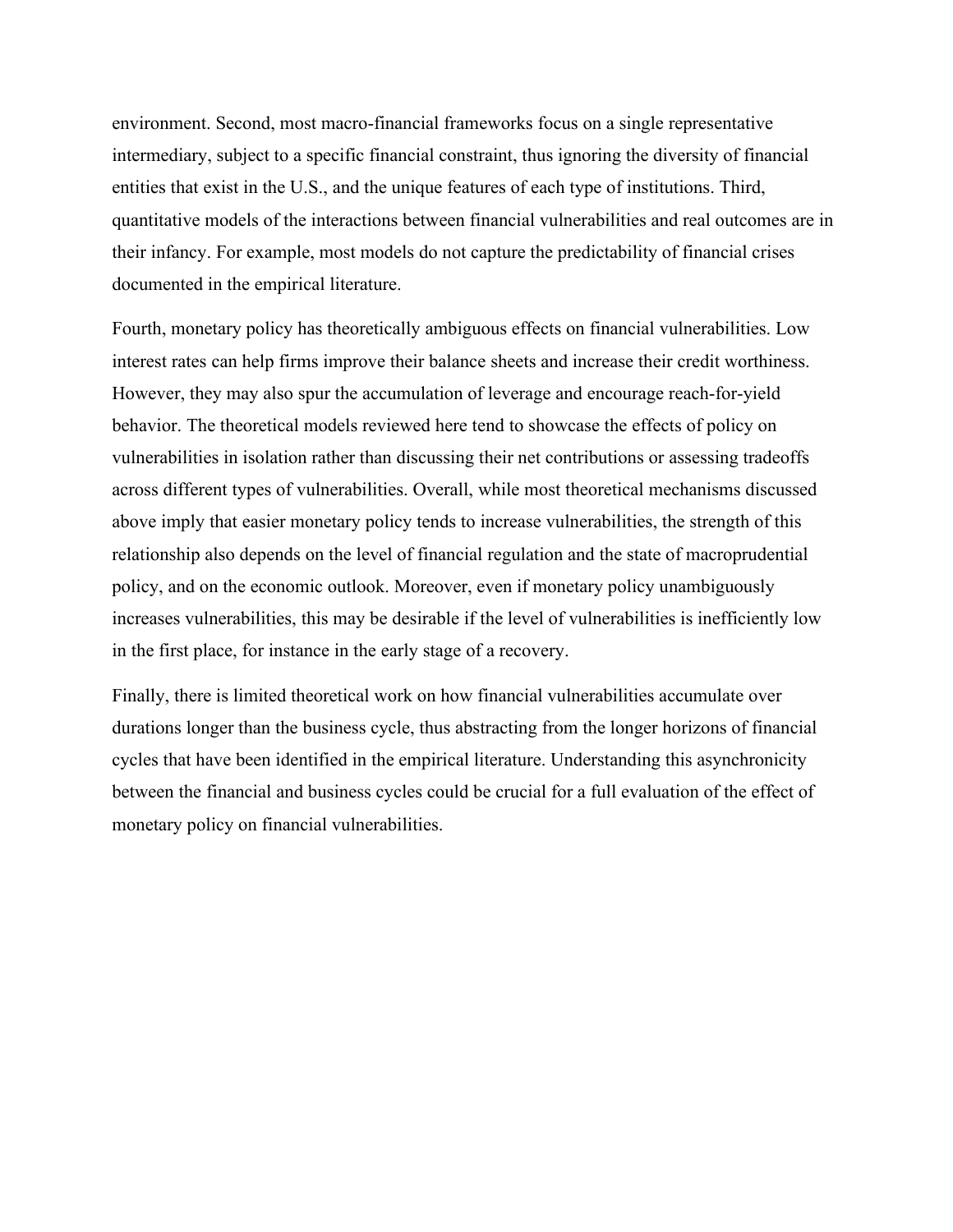environment. Second, most macro-financial frameworks focus on a single representative intermediary, subject to a specific financial constraint, thus ignoring the diversity of financial entities that exist in the U.S., and the unique features of each type of institutions. Third, quantitative models of the interactions between financial vulnerabilities and real outcomes are in their infancy. For example, most models do not capture the predictability of financial crises documented in the empirical literature.

Fourth, monetary policy has theoretically ambiguous effects on financial vulnerabilities. Low interest rates can help firms improve their balance sheets and increase their credit worthiness. However, they may also spur the accumulation of leverage and encourage reach-for-yield behavior. The theoretical models reviewed here tend to showcase the effects of policy on vulnerabilities in isolation rather than discussing their net contributions or assessing tradeoffs across different types of vulnerabilities. Overall, while most theoretical mechanisms discussed above imply that easier monetary policy tends to increase vulnerabilities, the strength of this relationship also depends on the level of financial regulation and the state of macroprudential policy, and on the economic outlook. Moreover, even if monetary policy unambiguously increases vulnerabilities, this may be desirable if the level of vulnerabilities is inefficiently low in the first place, for instance in the early stage of a recovery.

Finally, there is limited theoretical work on how financial vulnerabilities accumulate over durations longer than the business cycle, thus abstracting from the longer horizons of financial cycles that have been identified in the empirical literature. Understanding this asynchronicity between the financial and business cycles could be crucial for a full evaluation of the effect of monetary policy on financial vulnerabilities.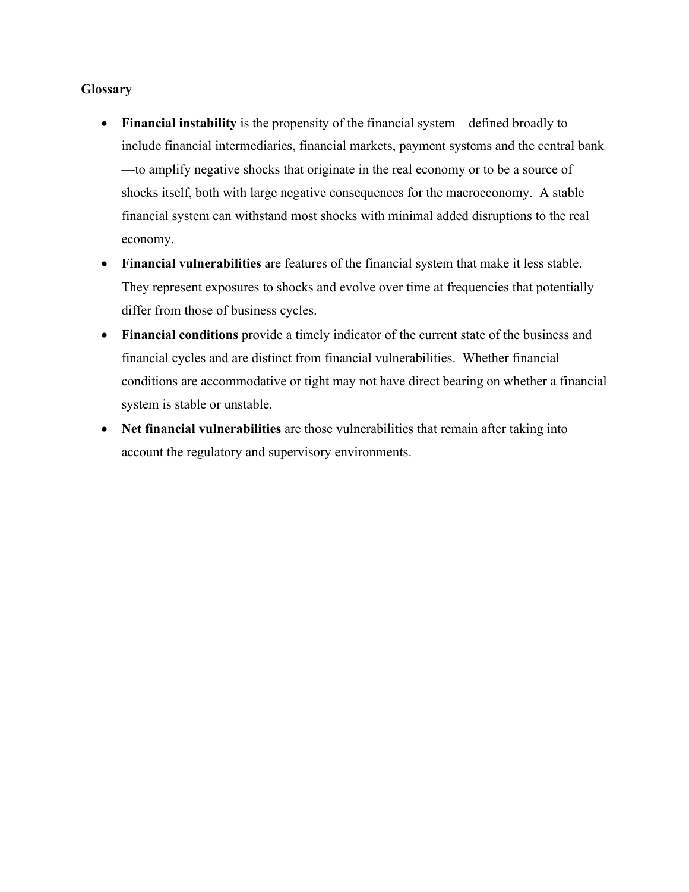**Glossary**

- **Financial instability** is the propensity of the financial system—defined broadly to include financial intermediaries, financial markets, payment systems and the central bank—to amplify negative shocks that originate in the real economy or to be a source of shocks itself, both with large negative consequences for the macroeconomy. A stable financial system can withstand most shocks with minimal added disruptions to the real economy.
- **Financial vulnerabilities** are features of the financial system that make it less stable. They represent exposures to shocks and evolve over time at frequencies that potentially differ from those of business cycles.
- **Financial conditions** provide a timely indicator of the current state of the business and financial cycles and are distinct from financial vulnerabilities. Whether financial conditions are accommodative or tight may not have direct bearing on whether a financial system is stable or unstable.
- **Net financial vulnerabilities** are those vulnerabilities that remain after taking into account the regulatory and supervisory environments.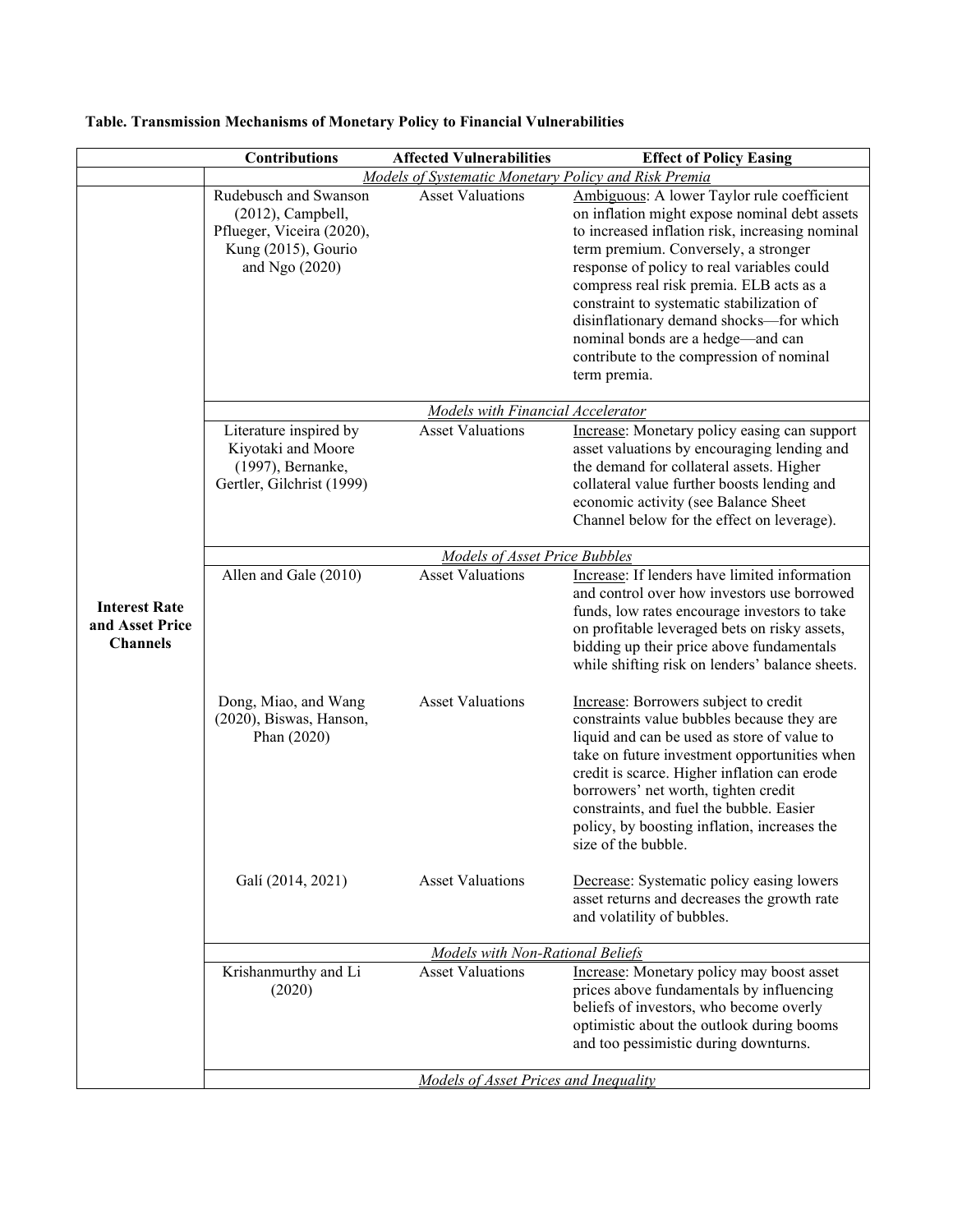**Table. Transmission Mechanisms of Monetary Policy to Financial Vulnerabilities**

| | Contributions | Affected Vulnerabilities | Effect of Policy Easing |
|---|---|---|---|
| | *Models of Systematic Monetary Policy and Risk Premia* | | |
| **Interest Rate and Asset Price Channels** | Rudebusch and Swanson (2012), Campbell, Pflueger, Viceira (2020), Kung (2015), Gourio and Ngo (2020) | Asset Valuations | Ambiguous: A lower Taylor rule coefficient on inflation might expose nominal debt assets to increased inflation risk, increasing nominal term premium. Conversely, a stronger response of policy to real variables could compress real risk premia. ELB acts as a constraint to systematic stabilization of disinflationary demand shocks—for which nominal bonds are a hedge—and can contribute to the compression of nominal term premia. |
| | *Models with Financial Accelerator* | | |
| | Literature inspired by Kiyotaki and Moore (1997), Bernanke, Gertler, Gilchrist (1999) | Asset Valuations | Increase: Monetary policy easing can support asset valuations by encouraging lending and the demand for collateral assets. Higher collateral value further boosts lending and economic activity (see Balance Sheet Channel below for the effect on leverage). |
| | *Models of Asset Price Bubbles* | | |
| | Allen and Gale (2010) | Asset Valuations | Increase: If lenders have limited information and control over how investors use borrowed funds, low rates encourage investors to take on profitable leveraged bets on risky assets, bidding up their price above fundamentals while shifting risk on lenders' balance sheets. |
| | Dong, Miao, and Wang (2020), Biswas, Hanson, Phan (2020) | Asset Valuations | Increase: Borrowers subject to credit constraints value bubbles because they are liquid and can be used as store of value to take on future investment opportunities when credit is scarce. Higher inflation can erode borrowers' net worth, tighten credit constraints, and fuel the bubble. Easier policy, by boosting inflation, increases the size of the bubble. |
| | Galí (2014, 2021) | Asset Valuations | Decrease: Systematic policy easing lowers asset returns and decreases the growth rate and volatility of bubbles. |
| | *Models with Non-Rational Beliefs* | | |
| | Krishanmurthy and Li (2020) | Asset Valuations | Increase: Monetary policy may boost asset prices above fundamentals by influencing beliefs of investors, who become overly optimistic about the outlook during booms and too pessimistic during downturns. |
| | *Models of Asset Prices and Inequality* | | |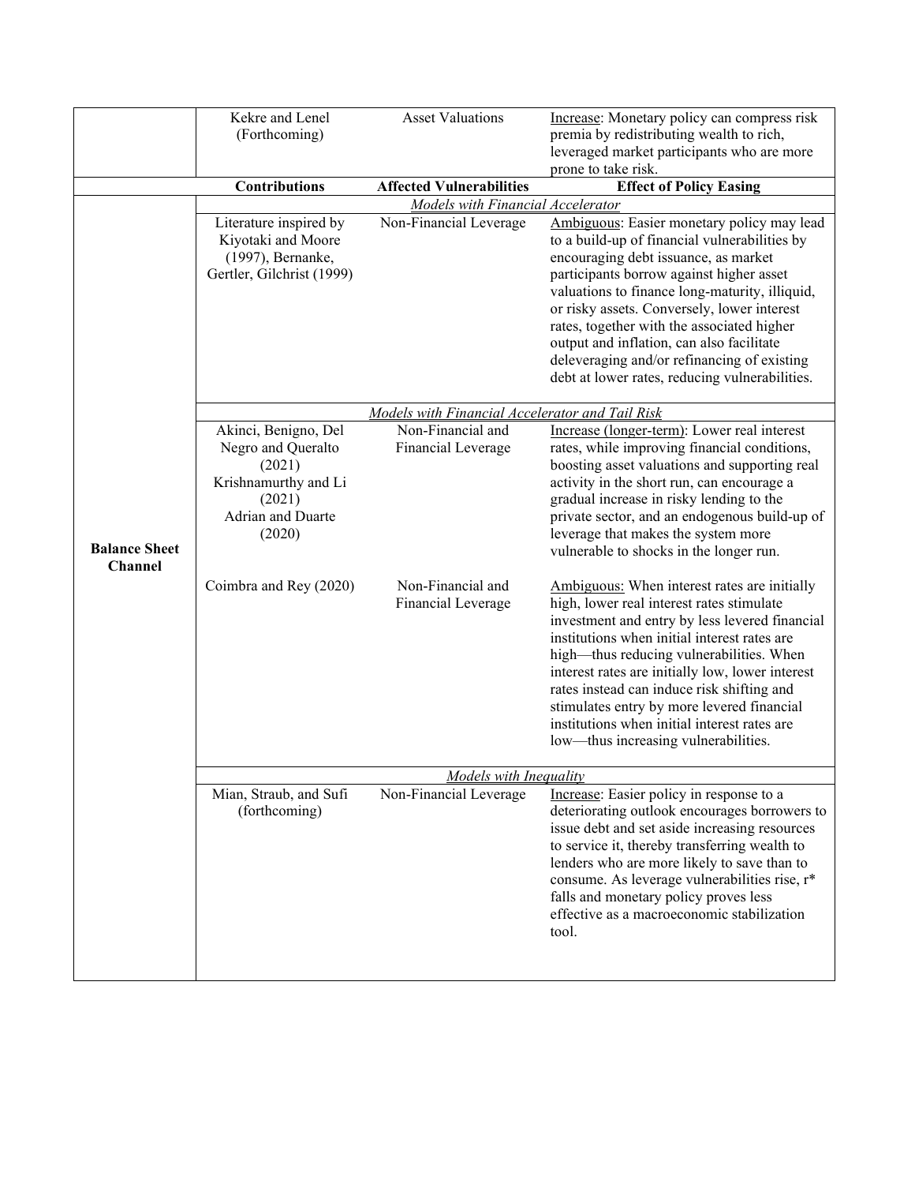| | Contributions | Affected Vulnerabilities | Effect of Policy Easing |
|---|---|---|---|
| | Kekre and Lenel (Forthcoming) | Asset Valuations | Increase: Monetary policy can compress risk premia by redistributing wealth to rich, leveraged market participants who are more prone to take risk. |
| | **Contributions** | **Affected Vulnerabilities** | **Effect of Policy Easing** |
| **Balance Sheet Channel** | *Models with Financial Accelerator* | | |
| | Literature inspired by Kiyotaki and Moore (1997), Bernanke, Gertler, Gilchrist (1999) | Non-Financial Leverage | Ambiguous: Easier monetary policy may lead to a build-up of financial vulnerabilities by encouraging debt issuance, as market participants borrow against higher asset valuations to finance long-maturity, illiquid, or risky assets. Conversely, lower interest rates, together with the associated higher output and inflation, can also facilitate deleveraging and/or refinancing of existing debt at lower rates, reducing vulnerabilities. |
| | *Models with Financial Accelerator and Tail Risk* | | |
| | Akinci, Benigno, Del Negro and Queralto (2021) Krishnamurthy and Li (2021) Adrian and Duarte (2020) | Non-Financial and Financial Leverage | Increase (longer-term): Lower real interest rates, while improving financial conditions, boosting asset valuations and supporting real activity in the short run, can encourage a gradual increase in risky lending to the private sector, and an endogenous build-up of leverage that makes the system more vulnerable to shocks in the longer run. |
| | Coimbra and Rey (2020) | Non-Financial and Financial Leverage | Ambiguous: When interest rates are initially high, lower real interest rates stimulate investment and entry by less levered financial institutions when initial interest rates are high—thus reducing vulnerabilities. When interest rates are initially low, lower interest rates instead can induce risk shifting and stimulates entry by more levered financial institutions when initial interest rates are low—thus increasing vulnerabilities. |
| | *Models with Inequality* | | |
| | Mian, Straub, and Sufi (forthcoming) | Non-Financial Leverage | Increase: Easier policy in response to a deteriorating outlook encourages borrowers to issue debt and set aside increasing resources to service it, thereby transferring wealth to lenders who are more likely to save than to consume. As leverage vulnerabilities rise, r* falls and monetary policy proves less effective as a macroeconomic stabilization tool. |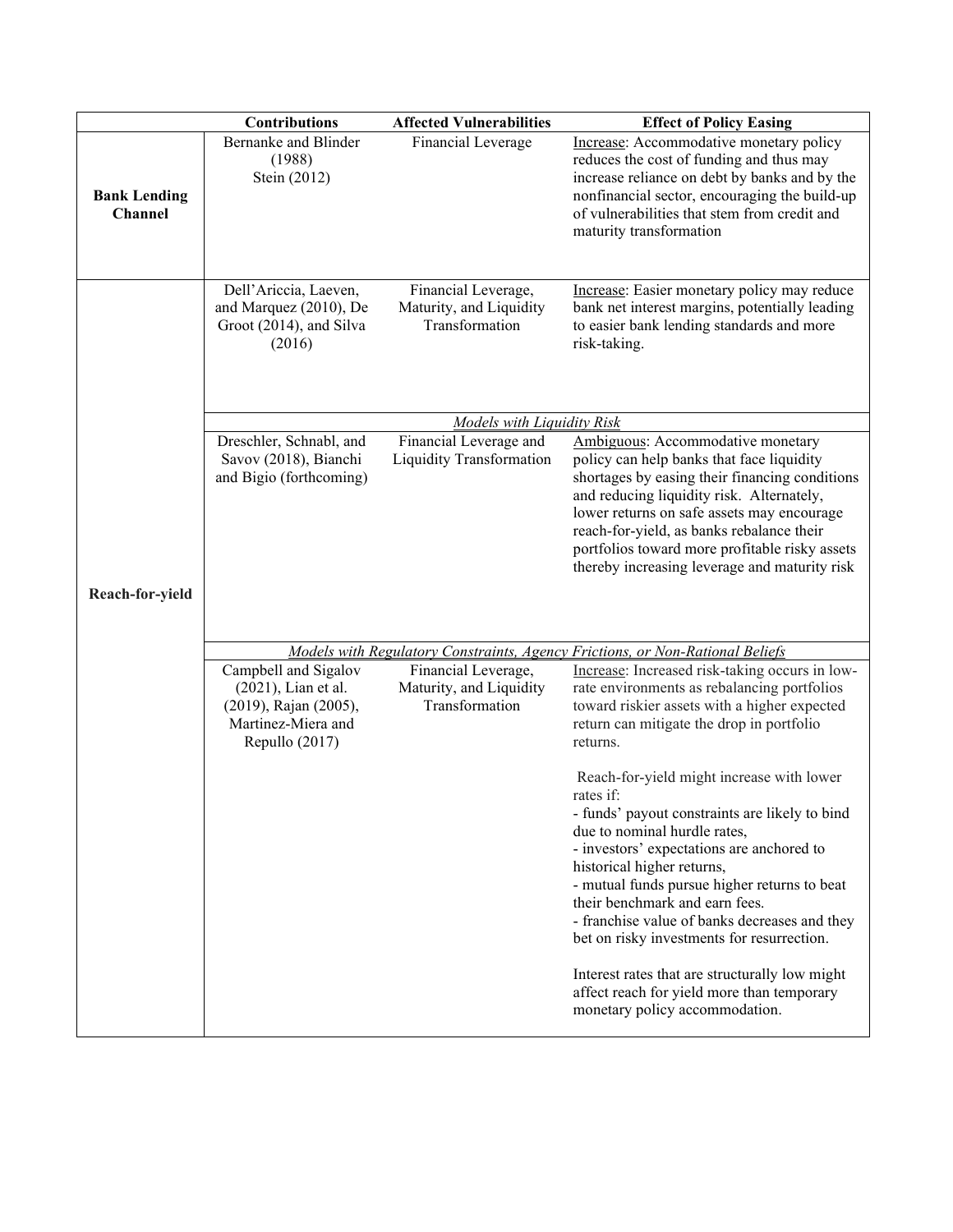| | Contributions | Affected Vulnerabilities | Effect of Policy Easing |
|---|---|---|---|
| **Bank Lending Channel** | Bernanke and Blinder (1988) Stein (2012) | Financial Leverage | Increase: Accommodative monetary policy reduces the cost of funding and thus may increase reliance on debt by banks and by the nonfinancial sector, encouraging the build-up of vulnerabilities that stem from credit and maturity transformation |
| **Reach-for-yield** | Dell'Ariccia, Laeven, and Marquez (2010), De Groot (2014), and Silva (2016) | Financial Leverage, Maturity, and Liquidity Transformation | Increase: Easier monetary policy may reduce bank net interest margins, potentially leading to easier bank lending standards and more risk-taking. |
| | *Models with Liquidity Risk* | | |
| | Dreschler, Schnabl, and Savov (2018), Bianchi and Bigio (forthcoming) | Financial Leverage and Liquidity Transformation | Ambiguous: Accommodative monetary policy can help banks that face liquidity shortages by easing their financing conditions and reducing liquidity risk. Alternately, lower returns on safe assets may encourage reach-for-yield, as banks rebalance their portfolios toward more profitable risky assets thereby increasing leverage and maturity risk |
| | *Models with Regulatory Constraints, Agency Frictions, or Non-Rational Beliefs* | | |
| | Campbell and Sigalov (2021), Lian et al. (2019), Rajan (2005), Martinez-Miera and Repullo (2017) | Financial Leverage, Maturity, and Liquidity Transformation | Increase: Increased risk-taking occurs in low-rate environments as rebalancing portfolios toward riskier assets with a higher expected return can mitigate the drop in portfolio returns.<br><br>Reach-for-yield might increase with lower rates if:<br>- funds' payout constraints are likely to bind due to nominal hurdle rates,<br>- investors' expectations are anchored to historical higher returns,<br>- mutual funds pursue higher returns to beat their benchmark and earn fees.<br>- franchise value of banks decreases and they bet on risky investments for resurrection.<br><br>Interest rates that are structurally low might affect reach for yield more than temporary monetary policy accommodation. |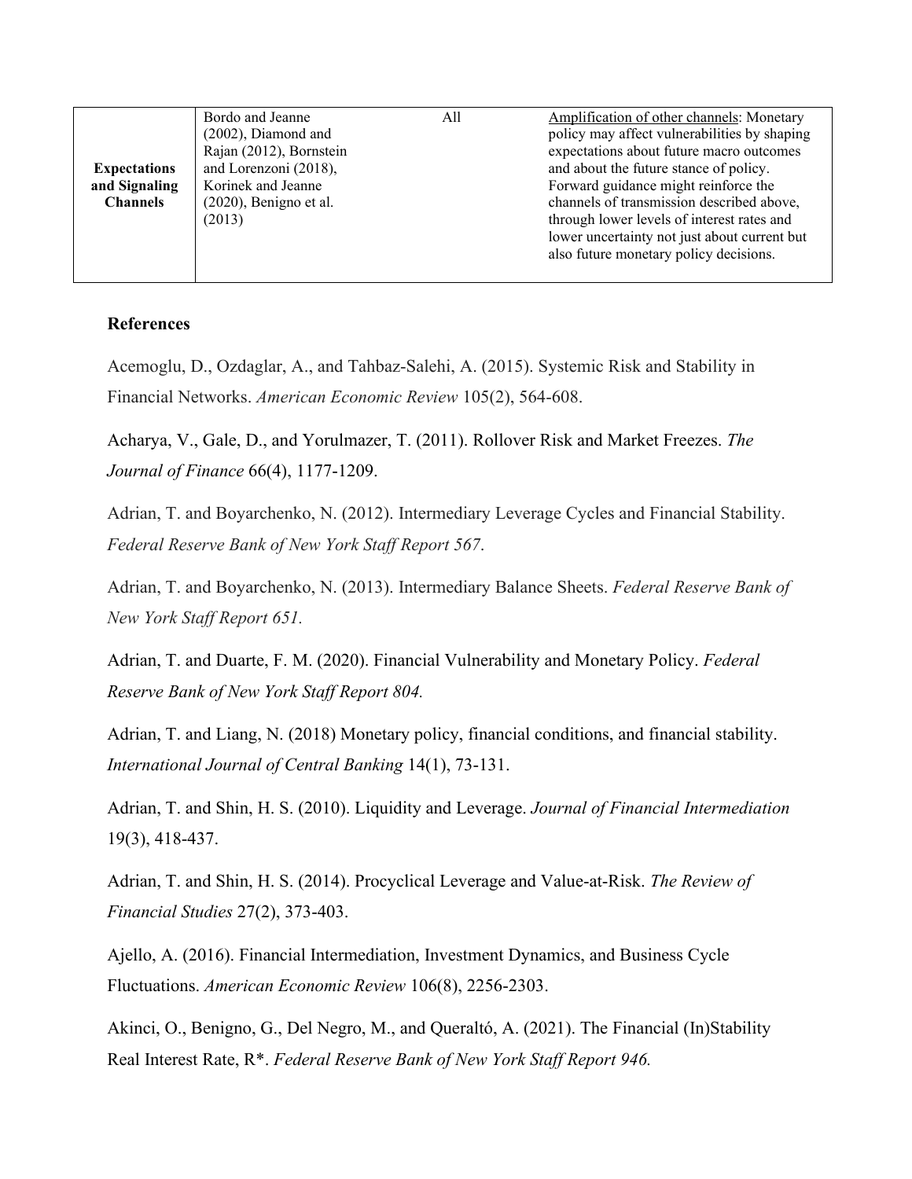| **Expectations and Signaling Channels** | Bordo and Jeanne (2002), Diamond and Rajan (2012), Bornstein and Lorenzoni (2018), Korinek and Jeanne (2020), Benigno et al. (2013) | All | Amplification of other channels: Monetary policy may affect vulnerabilities by shaping expectations about future macro outcomes and about the future stance of policy. Forward guidance might reinforce the channels of transmission described above, through lower levels of interest rates and lower uncertainty not just about current but also future monetary policy decisions. |
|---|---|---|---|

## References

Acemoglu, D., Ozdaglar, A., and Tahbaz-Salehi, A. (2015). Systemic Risk and Stability in Financial Networks. *American Economic Review* 105(2), 564-608.

Acharya, V., Gale, D., and Yorulmazer, T. (2011). Rollover Risk and Market Freezes. *The Journal of Finance* 66(4), 1177-1209.

Adrian, T. and Boyarchenko, N. (2012). Intermediary Leverage Cycles and Financial Stability. *Federal Reserve Bank of New York Staff Report 567*.

Adrian, T. and Boyarchenko, N. (2013). Intermediary Balance Sheets. *Federal Reserve Bank of New York Staff Report 651.*

Adrian, T. and Duarte, F. M. (2020). Financial Vulnerability and Monetary Policy. *Federal Reserve Bank of New York Staff Report 804.*

Adrian, T. and Liang, N. (2018) Monetary policy, financial conditions, and financial stability. *International Journal of Central Banking* 14(1), 73-131.

Adrian, T. and Shin, H. S. (2010). Liquidity and Leverage. *Journal of Financial Intermediation* 19(3), 418-437.

Adrian, T. and Shin, H. S. (2014). Procyclical Leverage and Value-at-Risk. *The Review of Financial Studies* 27(2), 373-403.

Ajello, A. (2016). Financial Intermediation, Investment Dynamics, and Business Cycle Fluctuations. *American Economic Review* 106(8), 2256-2303.

Akinci, O., Benigno, G., Del Negro, M., and Queraltó, A. (2021). The Financial (In)Stability Real Interest Rate, R*. *Federal Reserve Bank of New York Staff Report 946.*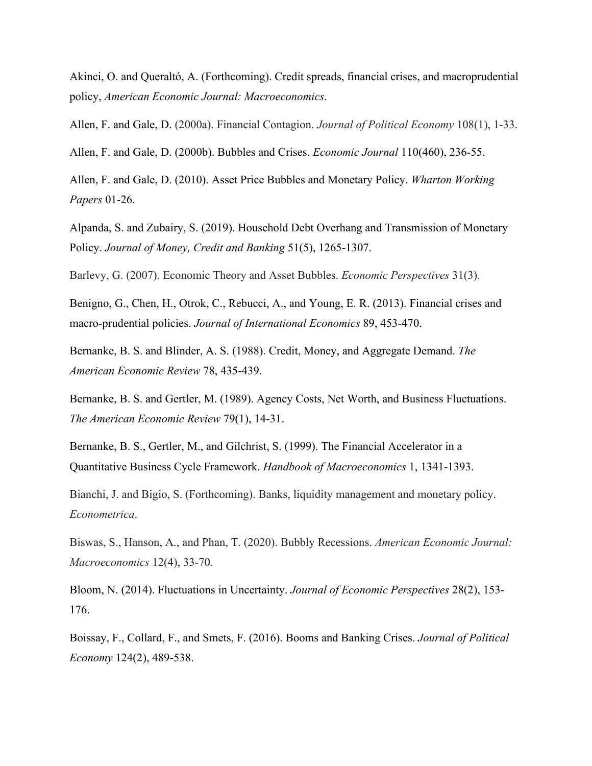Akinci, O. and Queraltó, A. (Forthcoming). Credit spreads, financial crises, and macroprudential policy, *American Economic Journal: Macroeconomics*.

Allen, F. and Gale, D. (2000a). Financial Contagion. *Journal of Political Economy* 108(1), 1-33.

Allen, F. and Gale, D. (2000b). Bubbles and Crises. *Economic Journal* 110(460), 236-55.

Allen, F. and Gale, D. (2010). Asset Price Bubbles and Monetary Policy. *Wharton Working Papers* 01-26.

Alpanda, S. and Zubairy, S. (2019). Household Debt Overhang and Transmission of Monetary Policy. *Journal of Money, Credit and Banking* 51(5), 1265-1307.

Barlevy, G. (2007). Economic Theory and Asset Bubbles. *Economic Perspectives* 31(3).

Benigno, G., Chen, H., Otrok, C., Rebucci, A., and Young, E. R. (2013). Financial crises and macro-prudential policies. *Journal of International Economics* 89, 453-470.

Bernanke, B. S. and Blinder, A. S. (1988). Credit, Money, and Aggregate Demand. *The American Economic Review* 78, 435-439.

Bernanke, B. S. and Gertler, M. (1989). Agency Costs, Net Worth, and Business Fluctuations. *The American Economic Review* 79(1), 14-31.

Bernanke, B. S., Gertler, M., and Gilchrist, S. (1999). The Financial Accelerator in a Quantitative Business Cycle Framework. *Handbook of Macroeconomics* 1, 1341-1393.

Bianchi, J. and Bigio, S. (Forthcoming). Banks, liquidity management and monetary policy. *Econometrica*.

Biswas, S., Hanson, A., and Phan, T. (2020). Bubbly Recessions. *American Economic Journal: Macroeconomics* 12(4), 33-70.

Bloom, N. (2014). Fluctuations in Uncertainty. *Journal of Economic Perspectives* 28(2), 153-176.

Boissay, F., Collard, F., and Smets, F. (2016). Booms and Banking Crises. *Journal of Political Economy* 124(2), 489-538.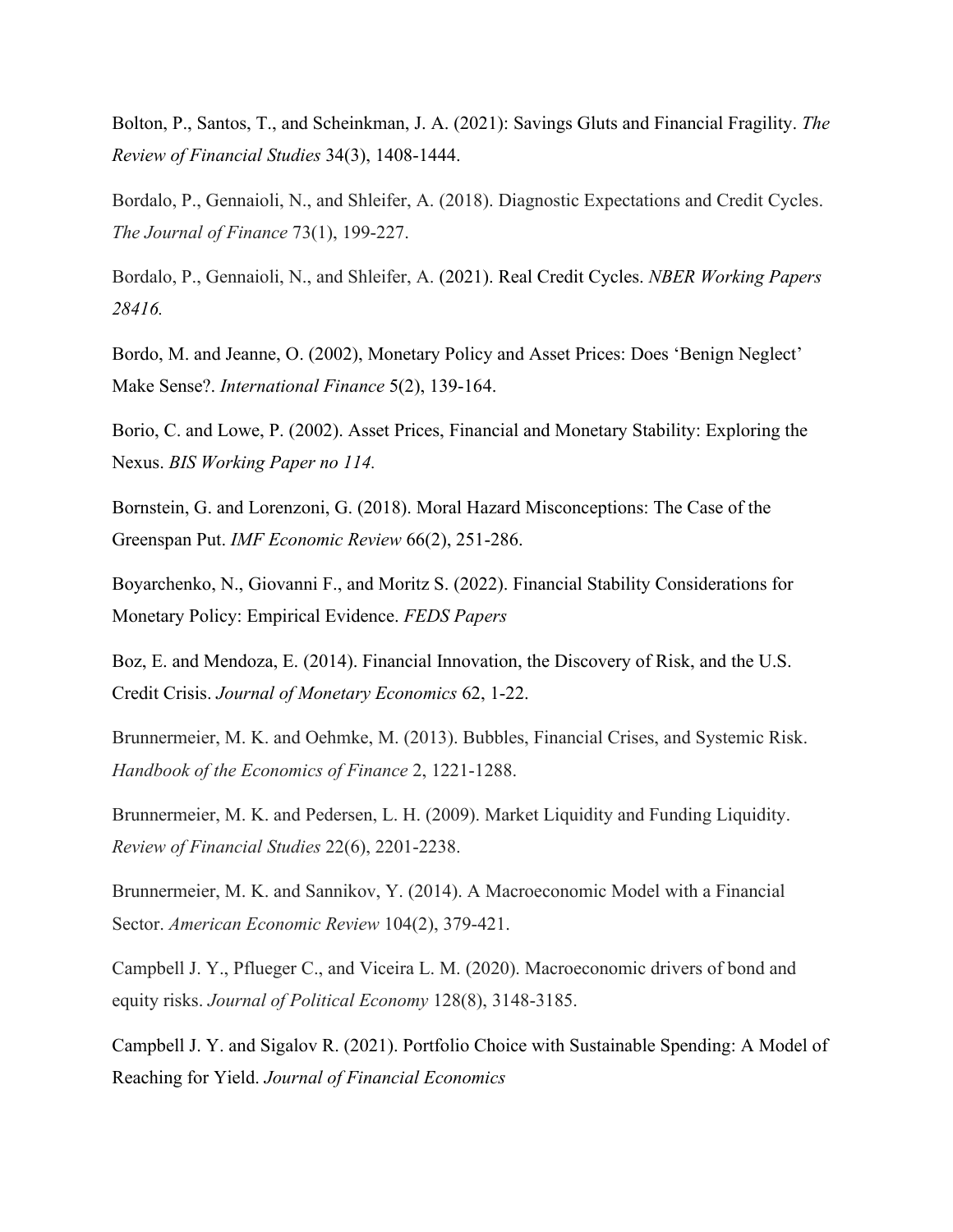Bolton, P., Santos, T., and Scheinkman, J. A. (2021): Savings Gluts and Financial Fragility. *The Review of Financial Studies* 34(3), 1408-1444.

Bordalo, P., Gennaioli, N., and Shleifer, A. (2018). Diagnostic Expectations and Credit Cycles. *The Journal of Finance* 73(1), 199-227.

Bordalo, P., Gennaioli, N., and Shleifer, A. (2021). Real Credit Cycles. *NBER Working Papers 28416.*

Bordo, M. and Jeanne, O. (2002), Monetary Policy and Asset Prices: Does 'Benign Neglect' Make Sense?. *International Finance* 5(2), 139-164.

Borio, C. and Lowe, P. (2002). Asset Prices, Financial and Monetary Stability: Exploring the Nexus. *BIS Working Paper no 114.*

Bornstein, G. and Lorenzoni, G. (2018). Moral Hazard Misconceptions: The Case of the Greenspan Put. *IMF Economic Review* 66(2), 251-286.

Boyarchenko, N., Giovanni F., and Moritz S. (2022). Financial Stability Considerations for Monetary Policy: Empirical Evidence. *FEDS Papers*

Boz, E. and Mendoza, E. (2014). Financial Innovation, the Discovery of Risk, and the U.S. Credit Crisis. *Journal of Monetary Economics* 62, 1-22.

Brunnermeier, M. K. and Oehmke, M. (2013). Bubbles, Financial Crises, and Systemic Risk. *Handbook of the Economics of Finance* 2, 1221-1288.

Brunnermeier, M. K. and Pedersen, L. H. (2009). Market Liquidity and Funding Liquidity. *Review of Financial Studies* 22(6), 2201-2238.

Brunnermeier, M. K. and Sannikov, Y. (2014). A Macroeconomic Model with a Financial Sector. *American Economic Review* 104(2), 379-421.

Campbell J. Y., Pflueger C., and Viceira L. M. (2020). Macroeconomic drivers of bond and equity risks. *Journal of Political Economy* 128(8), 3148-3185.

Campbell J. Y. and Sigalov R. (2021). Portfolio Choice with Sustainable Spending: A Model of Reaching for Yield. *Journal of Financial Economics*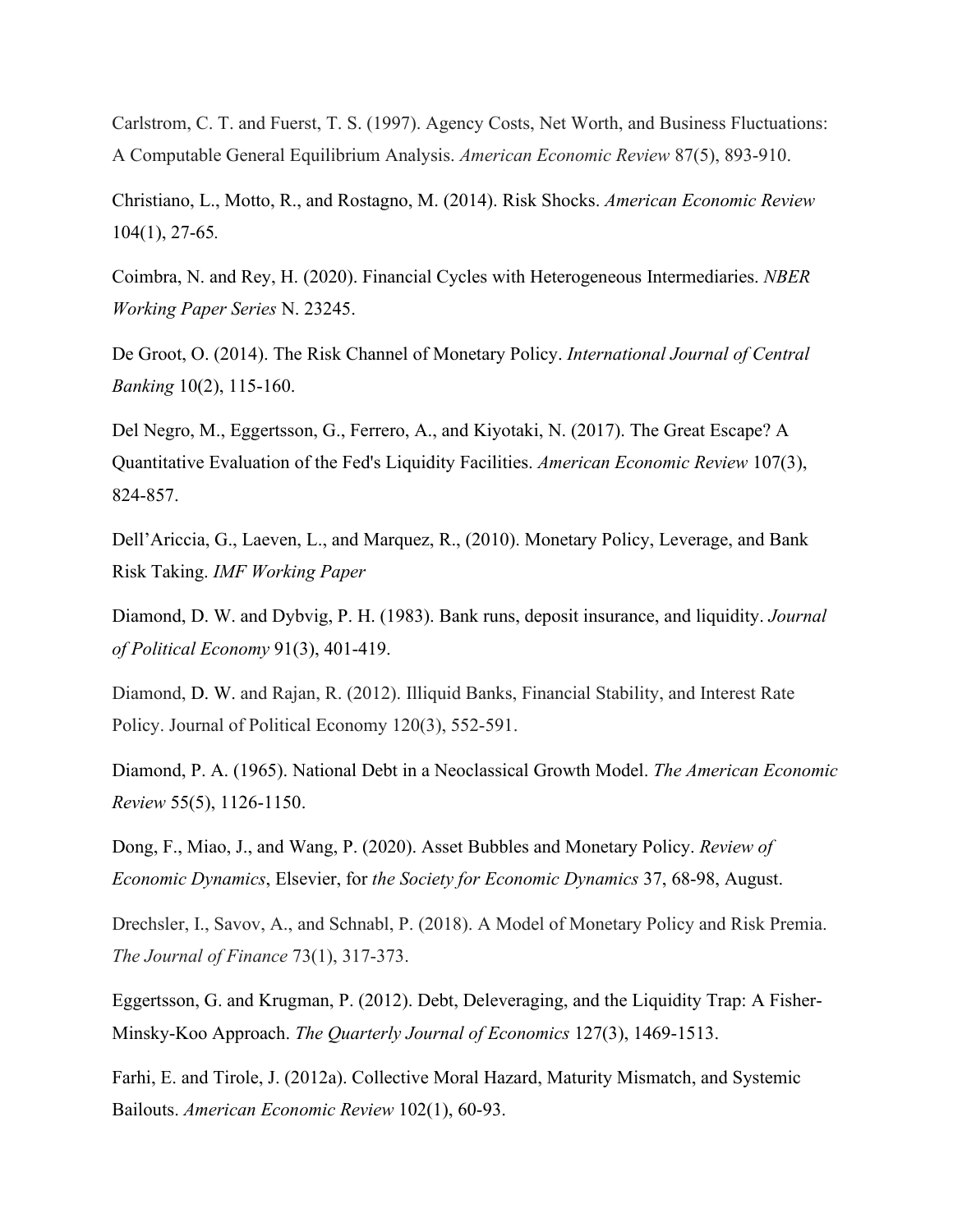Carlstrom, C. T. and Fuerst, T. S. (1997). Agency Costs, Net Worth, and Business Fluctuations: A Computable General Equilibrium Analysis. *American Economic Review* 87(5), 893-910.

Christiano, L., Motto, R., and Rostagno, M. (2014). Risk Shocks. *American Economic Review* 104(1), 27-65.

Coimbra, N. and Rey, H. (2020). Financial Cycles with Heterogeneous Intermediaries. *NBER Working Paper Series* N. 23245.

De Groot, O. (2014). The Risk Channel of Monetary Policy. *International Journal of Central Banking* 10(2), 115-160.

Del Negro, M., Eggertsson, G., Ferrero, A., and Kiyotaki, N. (2017). The Great Escape? A Quantitative Evaluation of the Fed's Liquidity Facilities. *American Economic Review* 107(3), 824-857.

Dell'Ariccia, G., Laeven, L., and Marquez, R., (2010). Monetary Policy, Leverage, and Bank Risk Taking. *IMF Working Paper*

Diamond, D. W. and Dybvig, P. H. (1983). Bank runs, deposit insurance, and liquidity. *Journal of Political Economy* 91(3), 401-419.

Diamond, D. W. and Rajan, R. (2012). Illiquid Banks, Financial Stability, and Interest Rate Policy. Journal of Political Economy 120(3), 552-591.

Diamond, P. A. (1965). National Debt in a Neoclassical Growth Model. *The American Economic Review* 55(5), 1126-1150.

Dong, F., Miao, J., and Wang, P. (2020). Asset Bubbles and Monetary Policy. *Review of Economic Dynamics*, Elsevier, for *the Society for Economic Dynamics* 37, 68-98, August.

Drechsler, I., Savov, A., and Schnabl, P. (2018). A Model of Monetary Policy and Risk Premia. *The Journal of Finance* 73(1), 317-373.

Eggertsson, G. and Krugman, P. (2012). Debt, Deleveraging, and the Liquidity Trap: A Fisher-Minsky-Koo Approach. *The Quarterly Journal of Economics* 127(3), 1469-1513.

Farhi, E. and Tirole, J. (2012a). Collective Moral Hazard, Maturity Mismatch, and Systemic Bailouts. *American Economic Review* 102(1), 60-93.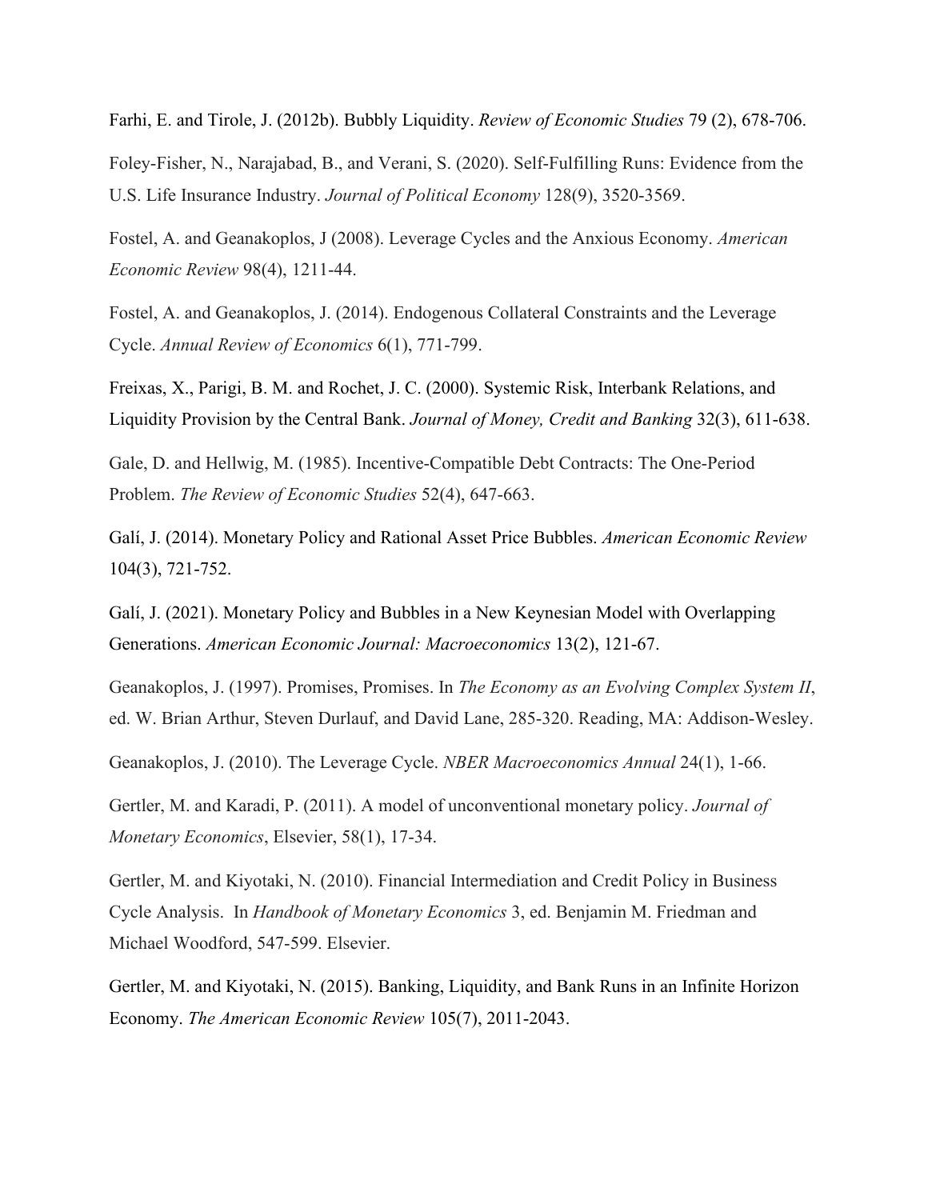Farhi, E. and Tirole, J. (2012b). Bubbly Liquidity. *Review of Economic Studies* 79 (2), 678-706.

Foley-Fisher, N., Narajabad, B., and Verani, S. (2020). Self-Fulfilling Runs: Evidence from the U.S. Life Insurance Industry. *Journal of Political Economy* 128(9), 3520-3569.

Fostel, A. and Geanakoplos, J (2008). Leverage Cycles and the Anxious Economy. *American Economic Review* 98(4), 1211-44.

Fostel, A. and Geanakoplos, J. (2014). Endogenous Collateral Constraints and the Leverage Cycle. *Annual Review of Economics* 6(1), 771-799.

Freixas, X., Parigi, B. M. and Rochet, J. C. (2000). Systemic Risk, Interbank Relations, and Liquidity Provision by the Central Bank. *Journal of Money, Credit and Banking* 32(3), 611-638.

Gale, D. and Hellwig, M. (1985). Incentive-Compatible Debt Contracts: The One-Period Problem. *The Review of Economic Studies* 52(4), 647-663.

Galí, J. (2014). Monetary Policy and Rational Asset Price Bubbles. *American Economic Review* 104(3), 721-752.

Galí, J. (2021). Monetary Policy and Bubbles in a New Keynesian Model with Overlapping Generations. *American Economic Journal: Macroeconomics* 13(2), 121-67.

Geanakoplos, J. (1997). Promises, Promises. In *The Economy as an Evolving Complex System II*, ed. W. Brian Arthur, Steven Durlauf, and David Lane, 285-320. Reading, MA: Addison-Wesley.

Geanakoplos, J. (2010). The Leverage Cycle. *NBER Macroeconomics Annual* 24(1), 1-66.

Gertler, M. and Karadi, P. (2011). A model of unconventional monetary policy. *Journal of Monetary Economics*, Elsevier, 58(1), 17-34.

Gertler, M. and Kiyotaki, N. (2010). Financial Intermediation and Credit Policy in Business Cycle Analysis. In *Handbook of Monetary Economics* 3, ed. Benjamin M. Friedman and Michael Woodford, 547-599. Elsevier.

Gertler, M. and Kiyotaki, N. (2015). Banking, Liquidity, and Bank Runs in an Infinite Horizon Economy. *The American Economic Review* 105(7), 2011-2043.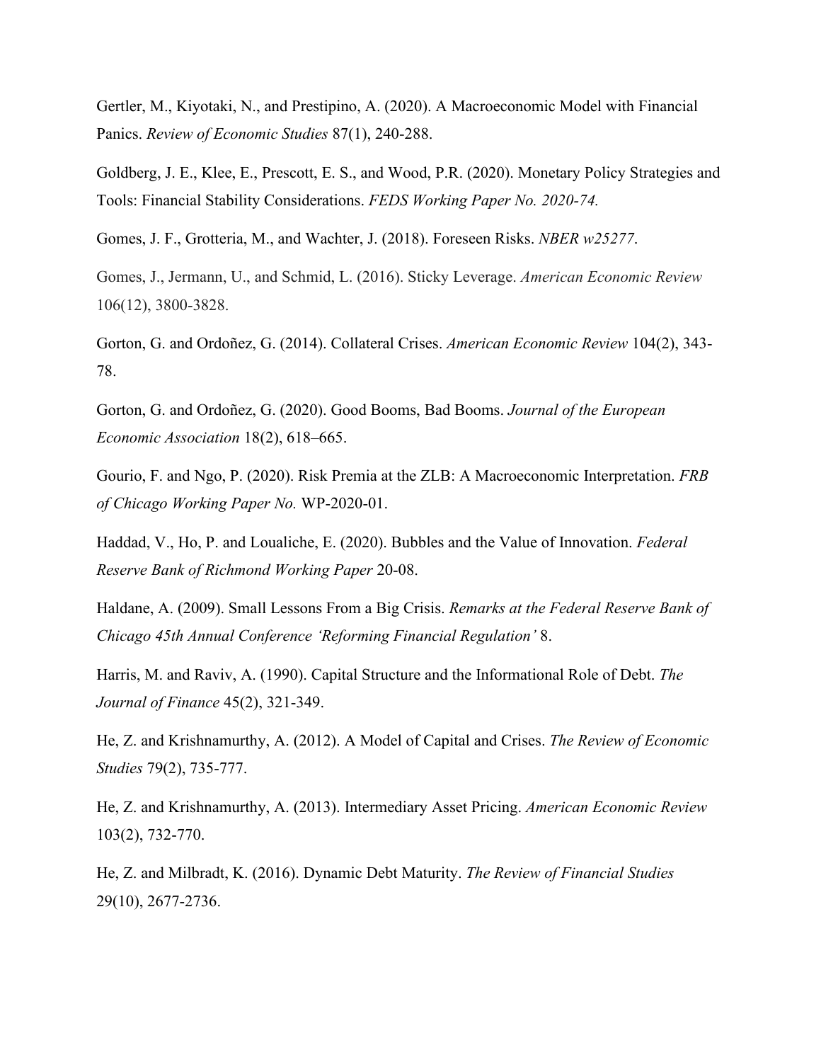Gertler, M., Kiyotaki, N., and Prestipino, A. (2020). A Macroeconomic Model with Financial Panics. *Review of Economic Studies* 87(1), 240-288.

Goldberg, J. E., Klee, E., Prescott, E. S., and Wood, P.R. (2020). Monetary Policy Strategies and Tools: Financial Stability Considerations. *FEDS Working Paper No. 2020-74.*

Gomes, J. F., Grotteria, M., and Wachter, J. (2018). Foreseen Risks. *NBER w25277*.

Gomes, J., Jermann, U., and Schmid, L. (2016). Sticky Leverage. *American Economic Review* 106(12), 3800-3828.

Gorton, G. and Ordoñez, G. (2014). Collateral Crises. *American Economic Review* 104(2), 343-78.

Gorton, G. and Ordoñez, G. (2020). Good Booms, Bad Booms. *Journal of the European Economic Association* 18(2), 618–665.

Gourio, F. and Ngo, P. (2020). Risk Premia at the ZLB: A Macroeconomic Interpretation. *FRB of Chicago Working Paper No.* WP-2020-01.

Haddad, V., Ho, P. and Loualiche, E. (2020). Bubbles and the Value of Innovation. *Federal Reserve Bank of Richmond Working Paper* 20-08.

Haldane, A. (2009). Small Lessons From a Big Crisis. *Remarks at the Federal Reserve Bank of Chicago 45th Annual Conference 'Reforming Financial Regulation'* 8.

Harris, M. and Raviv, A. (1990). Capital Structure and the Informational Role of Debt. *The Journal of Finance* 45(2), 321-349.

He, Z. and Krishnamurthy, A. (2012). A Model of Capital and Crises. *The Review of Economic Studies* 79(2), 735-777.

He, Z. and Krishnamurthy, A. (2013). Intermediary Asset Pricing. *American Economic Review* 103(2), 732-770.

He, Z. and Milbradt, K. (2016). Dynamic Debt Maturity. *The Review of Financial Studies* 29(10), 2677-2736.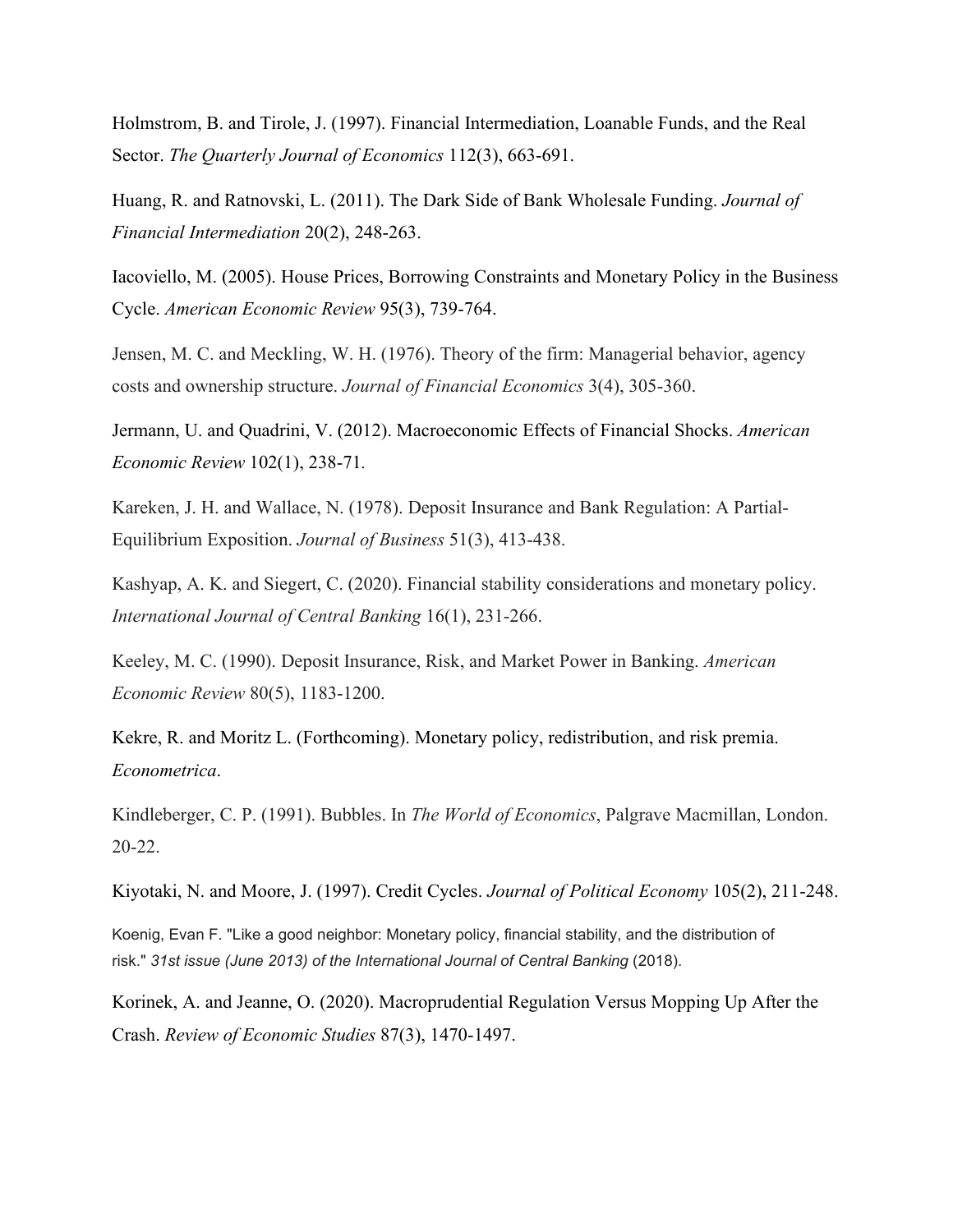Holmstrom, B. and Tirole, J. (1997). Financial Intermediation, Loanable Funds, and the Real Sector. *The Quarterly Journal of Economics* 112(3), 663-691.

Huang, R. and Ratnovski, L. (2011). The Dark Side of Bank Wholesale Funding. *Journal of Financial Intermediation* 20(2), 248-263.

Iacoviello, M. (2005). House Prices, Borrowing Constraints and Monetary Policy in the Business Cycle. *American Economic Review* 95(3), 739-764.

Jensen, M. C. and Meckling, W. H. (1976). Theory of the firm: Managerial behavior, agency costs and ownership structure. *Journal of Financial Economics* 3(4), 305-360.

Jermann, U. and Quadrini, V. (2012). Macroeconomic Effects of Financial Shocks. *American Economic Review* 102(1), 238-71.

Kareken, J. H. and Wallace, N. (1978). Deposit Insurance and Bank Regulation: A Partial-Equilibrium Exposition. *Journal of Business* 51(3), 413-438.

Kashyap, A. K. and Siegert, C. (2020). Financial stability considerations and monetary policy. *International Journal of Central Banking* 16(1), 231-266.

Keeley, M. C. (1990). Deposit Insurance, Risk, and Market Power in Banking. *American Economic Review* 80(5), 1183-1200.

Kekre, R. and Moritz L. (Forthcoming). Monetary policy, redistribution, and risk premia. *Econometrica*.

Kindleberger, C. P. (1991). Bubbles. In *The World of Economics*, Palgrave Macmillan, London. 20-22.

Kiyotaki, N. and Moore, J. (1997). Credit Cycles. *Journal of Political Economy* 105(2), 211-248.

Koenig, Evan F. "Like a good neighbor: Monetary policy, financial stability, and the distribution of risk." *31st issue (June 2013) of the International Journal of Central Banking* (2018).

Korinek, A. and Jeanne, O. (2020). Macroprudential Regulation Versus Mopping Up After the Crash. *Review of Economic Studies* 87(3), 1470-1497.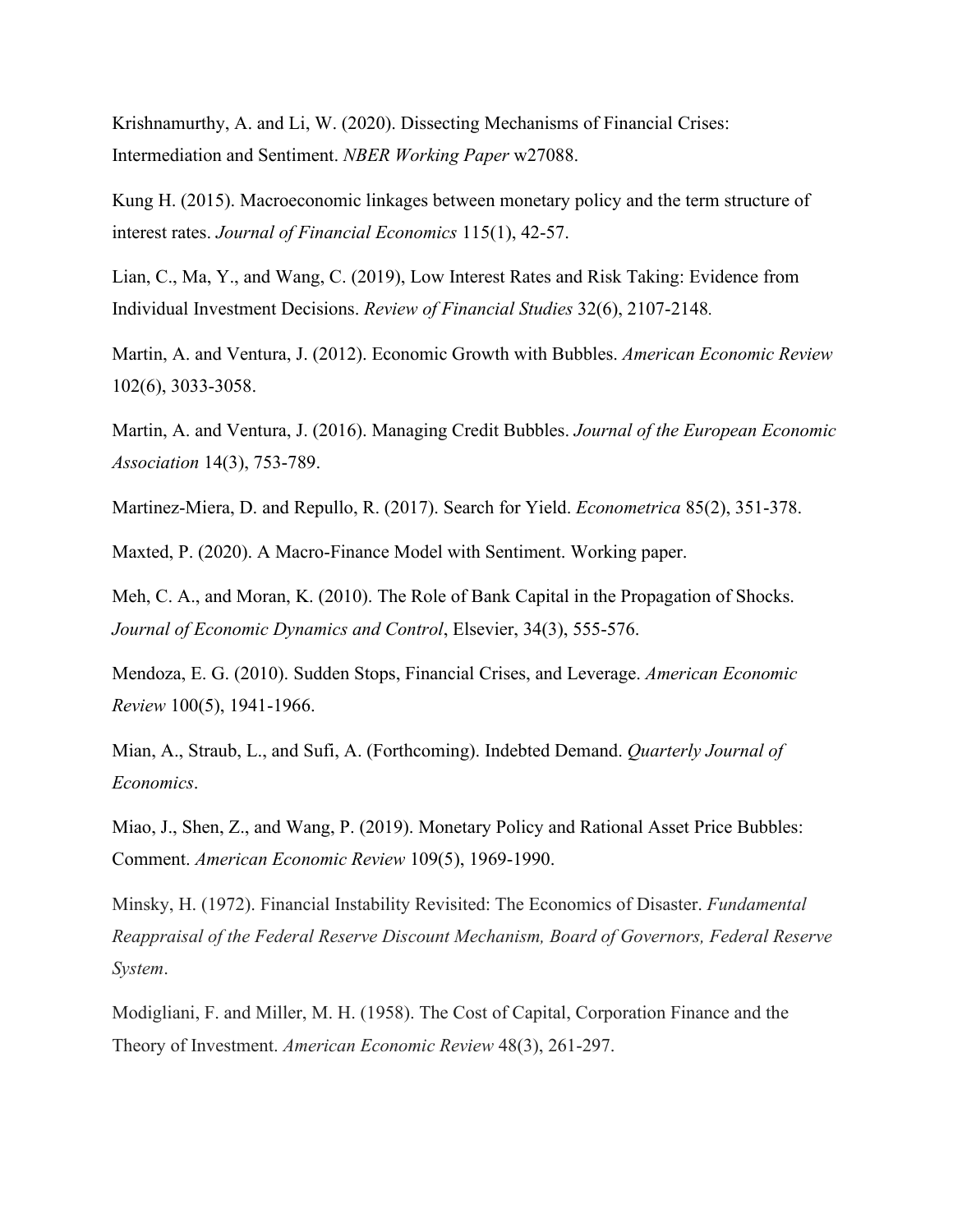Krishnamurthy, A. and Li, W. (2020). Dissecting Mechanisms of Financial Crises: Intermediation and Sentiment. *NBER Working Paper* w27088.

Kung H. (2015). Macroeconomic linkages between monetary policy and the term structure of interest rates. *Journal of Financial Economics* 115(1), 42-57.

Lian, C., Ma, Y., and Wang, C. (2019), Low Interest Rates and Risk Taking: Evidence from Individual Investment Decisions. *Review of Financial Studies* 32(6), 2107-2148.

Martin, A. and Ventura, J. (2012). Economic Growth with Bubbles. *American Economic Review* 102(6), 3033-3058.

Martin, A. and Ventura, J. (2016). Managing Credit Bubbles. *Journal of the European Economic Association* 14(3), 753-789.

Martinez-Miera, D. and Repullo, R. (2017). Search for Yield. *Econometrica* 85(2), 351-378.

Maxted, P. (2020). A Macro-Finance Model with Sentiment. Working paper.

Meh, C. A., and Moran, K. (2010). The Role of Bank Capital in the Propagation of Shocks. *Journal of Economic Dynamics and Control*, Elsevier, 34(3), 555-576.

Mendoza, E. G. (2010). Sudden Stops, Financial Crises, and Leverage. *American Economic Review* 100(5), 1941-1966.

Mian, A., Straub, L., and Sufi, A. (Forthcoming). Indebted Demand. *Quarterly Journal of Economics*.

Miao, J., Shen, Z., and Wang, P. (2019). Monetary Policy and Rational Asset Price Bubbles: Comment. *American Economic Review* 109(5), 1969-1990.

Minsky, H. (1972). Financial Instability Revisited: The Economics of Disaster. *Fundamental Reappraisal of the Federal Reserve Discount Mechanism, Board of Governors, Federal Reserve System*.

Modigliani, F. and Miller, M. H. (1958). The Cost of Capital, Corporation Finance and the Theory of Investment. *American Economic Review* 48(3), 261-297.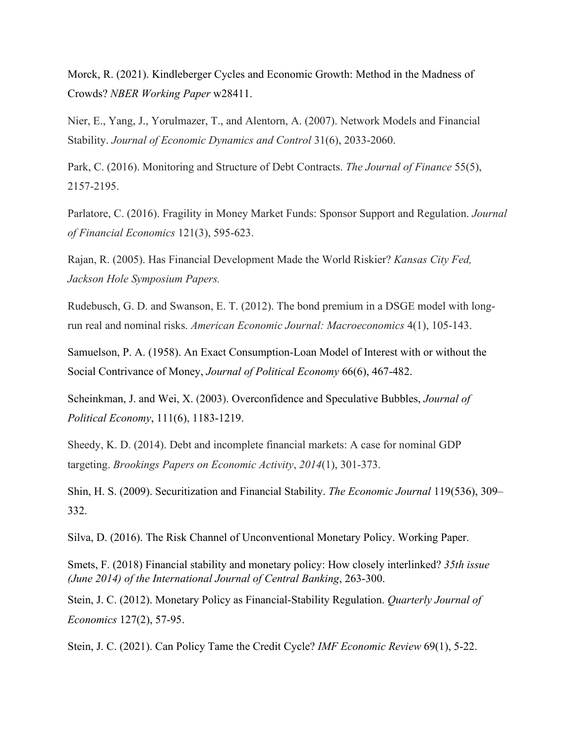Morck, R. (2021). Kindleberger Cycles and Economic Growth: Method in the Madness of Crowds? *NBER Working Paper* w28411.

Nier, E., Yang, J., Yorulmazer, T., and Alentorn, A. (2007). Network Models and Financial Stability. *Journal of Economic Dynamics and Control* 31(6), 2033-2060.

Park, C. (2016). Monitoring and Structure of Debt Contracts. *The Journal of Finance* 55(5), 2157-2195.

Parlatore, C. (2016). Fragility in Money Market Funds: Sponsor Support and Regulation. *Journal of Financial Economics* 121(3), 595-623.

Rajan, R. (2005). Has Financial Development Made the World Riskier? *Kansas City Fed, Jackson Hole Symposium Papers.*

Rudebusch, G. D. and Swanson, E. T. (2012). The bond premium in a DSGE model with long-run real and nominal risks. *American Economic Journal: Macroeconomics* 4(1), 105-143.

Samuelson, P. A. (1958). An Exact Consumption-Loan Model of Interest with or without the Social Contrivance of Money, *Journal of Political Economy* 66(6), 467-482.

Scheinkman, J. and Wei, X. (2003). Overconfidence and Speculative Bubbles, *Journal of Political Economy*, 111(6), 1183-1219.

Sheedy, K. D. (2014). Debt and incomplete financial markets: A case for nominal GDP targeting. *Brookings Papers on Economic Activity*, *2014*(1), 301-373.

Shin, H. S. (2009). Securitization and Financial Stability. *The Economic Journal* 119(536), 309–332.

Silva, D. (2016). The Risk Channel of Unconventional Monetary Policy. Working Paper.

Smets, F. (2018) Financial stability and monetary policy: How closely interlinked? *35th issue (June 2014) of the International Journal of Central Banking*, 263-300.

Stein, J. C. (2012). Monetary Policy as Financial-Stability Regulation. *Quarterly Journal of Economics* 127(2), 57-95.

Stein, J. C. (2021). Can Policy Tame the Credit Cycle? *IMF Economic Review* 69(1), 5-22.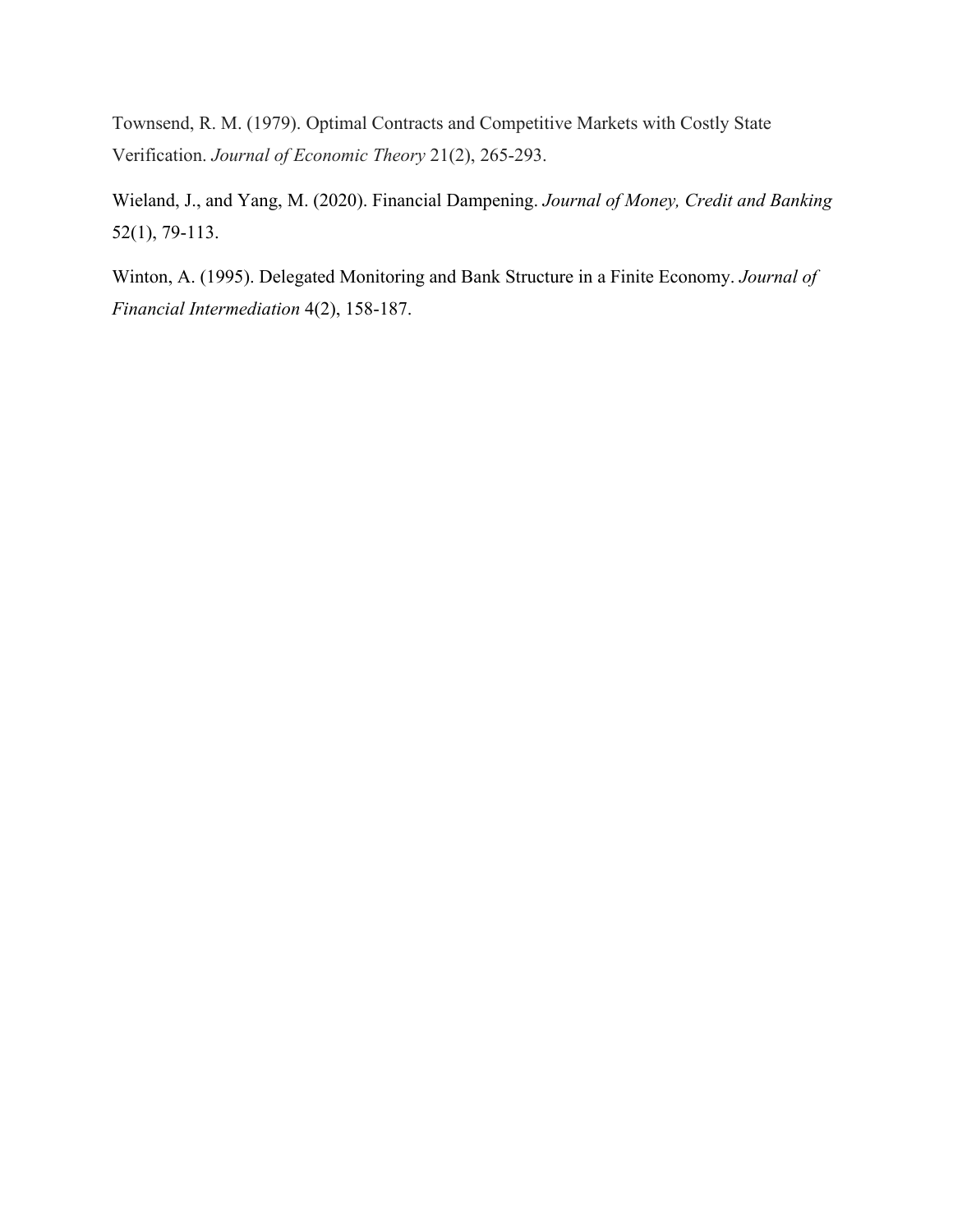Townsend, R. M. (1979). Optimal Contracts and Competitive Markets with Costly State Verification. *Journal of Economic Theory* 21(2), 265-293.

Wieland, J., and Yang, M. (2020). Financial Dampening. *Journal of Money, Credit and Banking* 52(1), 79-113.

Winton, A. (1995). Delegated Monitoring and Bank Structure in a Finite Economy. *Journal of Financial Intermediation* 4(2), 158-187.